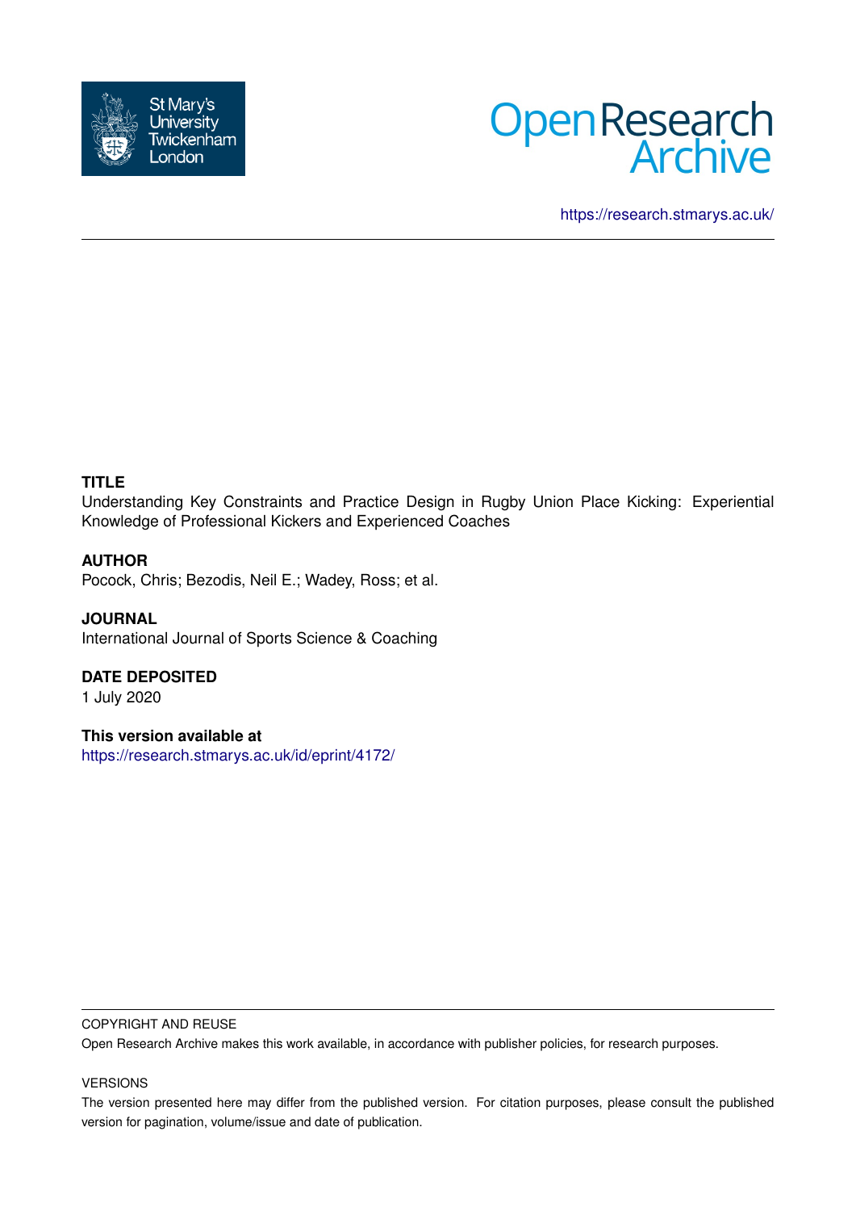St Mary's University Twickenham London

Open Research Archive

https://research.stmarys.ac.uk/

---

**TITLE**

Understanding Key Constraints and Practice Design in Rugby Union Place Kicking: Experiential Knowledge of Professional Kickers and Experienced Coaches

**AUTHOR**

Pocock, Chris; Bezodis, Neil E.; Wadey, Ross; et al.

**JOURNAL**

International Journal of Sports Science & Coaching

**DATE DEPOSITED**

1 July 2020

**This version available at**

https://research.stmarys.ac.uk/id/eprint/4172/

---

COPYRIGHT AND REUSE

Open Research Archive makes this work available, in accordance with publisher policies, for research purposes.

VERSIONS

The version presented here may differ from the published version. For citation purposes, please consult the published version for pagination, volume/issue and date of publication.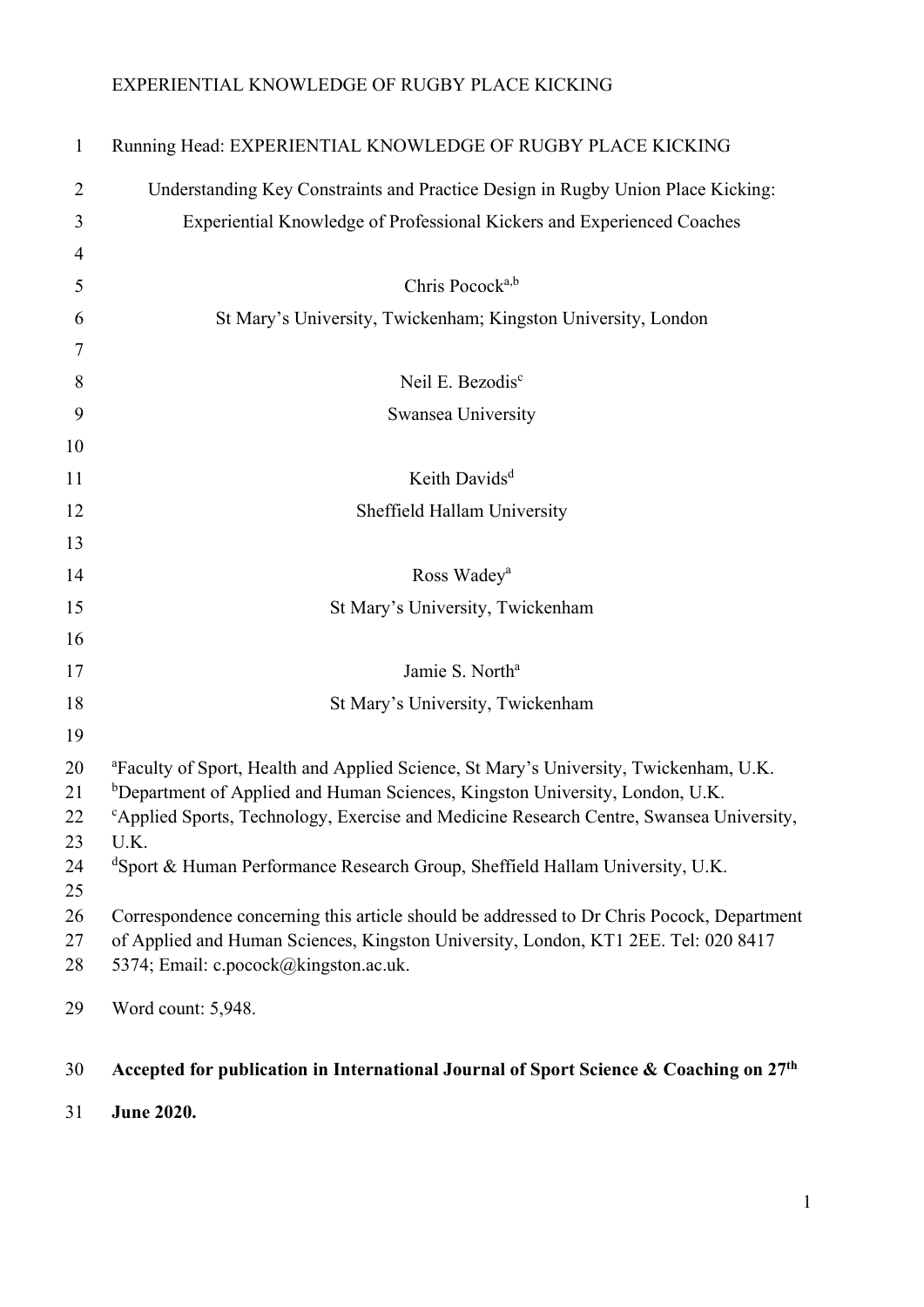Running Head: EXPERIENTIAL KNOWLEDGE OF RUGBY PLACE KICKING

# Understanding Key Constraints and Practice Design in Rugby Union Place Kicking: Experiential Knowledge of Professional Kickers and Experienced Coaches

Chris Pocock[a,b]
St Mary's University, Twickenham; Kingston University, London

Neil E. Bezodis[c]
Swansea University

Keith Davids[d]
Sheffield Hallam University

Ross Wadey[a]
St Mary's University, Twickenham

Jamie S. North[a]
St Mary's University, Twickenham

[a]Faculty of Sport, Health and Applied Science, St Mary's University, Twickenham, U.K.
[b]Department of Applied and Human Sciences, Kingston University, London, U.K.
[c]Applied Sports, Technology, Exercise and Medicine Research Centre, Swansea University, U.K.
[d]Sport & Human Performance Research Group, Sheffield Hallam University, U.K.

Correspondence concerning this article should be addressed to Dr Chris Pocock, Department of Applied and Human Sciences, Kingston University, London, KT1 2EE. Tel: 020 8417 5374; Email: c.pocock@kingston.ac.uk.

Word count: 5,948.

**Accepted for publication in International Journal of Sport Science & Coaching on 27th June 2020.**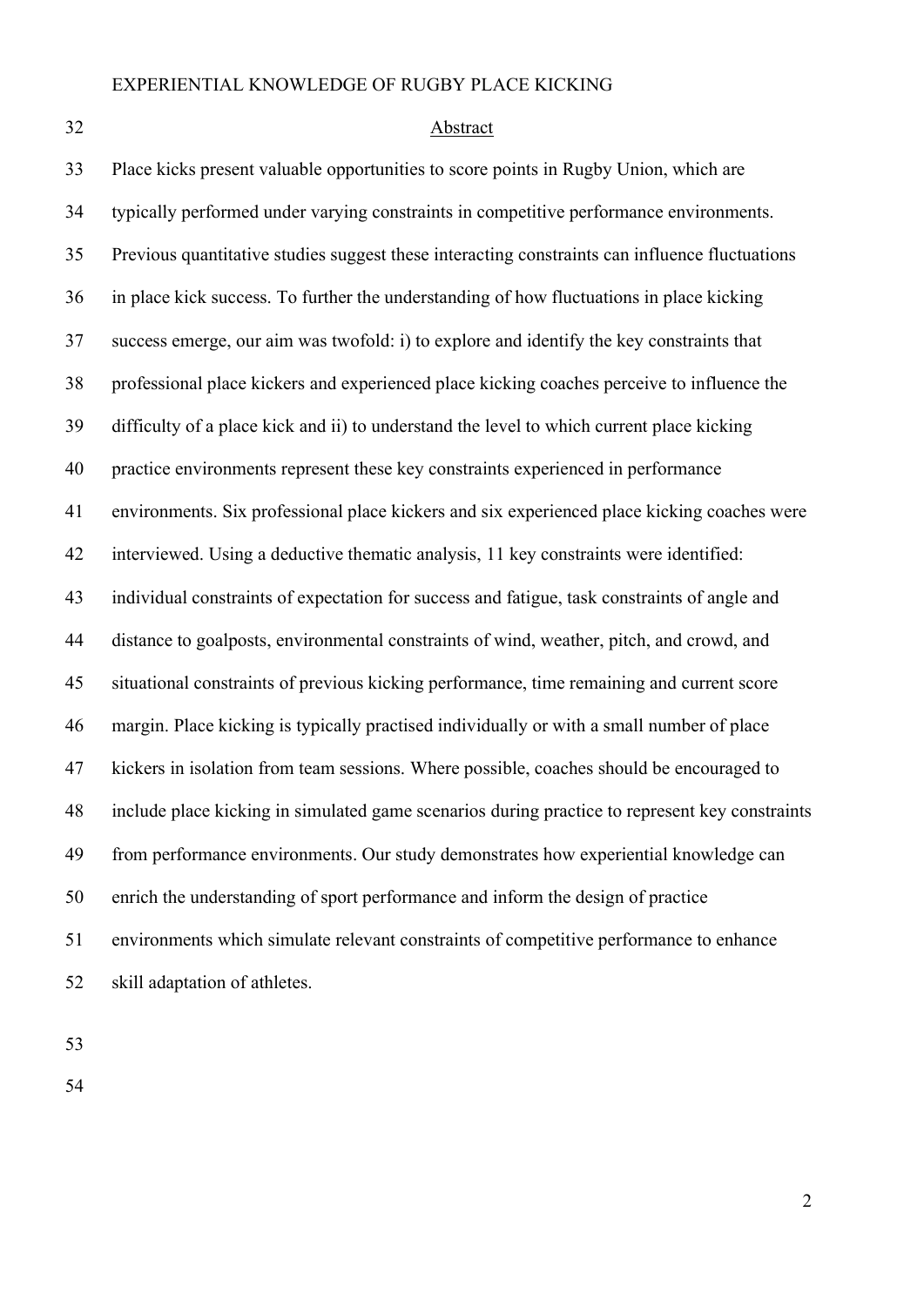## Abstract

Place kicks present valuable opportunities to score points in Rugby Union, which are typically performed under varying constraints in competitive performance environments. Previous quantitative studies suggest these interacting constraints can influence fluctuations in place kick success. To further the understanding of how fluctuations in place kicking success emerge, our aim was twofold: i) to explore and identify the key constraints that professional place kickers and experienced place kicking coaches perceive to influence the difficulty of a place kick and ii) to understand the level to which current place kicking practice environments represent these key constraints experienced in performance environments. Six professional place kickers and six experienced place kicking coaches were interviewed. Using a deductive thematic analysis, 11 key constraints were identified: individual constraints of expectation for success and fatigue, task constraints of angle and distance to goalposts, environmental constraints of wind, weather, pitch, and crowd, and situational constraints of previous kicking performance, time remaining and current score margin. Place kicking is typically practised individually or with a small number of place kickers in isolation from team sessions. Where possible, coaches should be encouraged to include place kicking in simulated game scenarios during practice to represent key constraints from performance environments. Our study demonstrates how experiential knowledge can enrich the understanding of sport performance and inform the design of practice environments which simulate relevant constraints of competitive performance to enhance skill adaptation of athletes.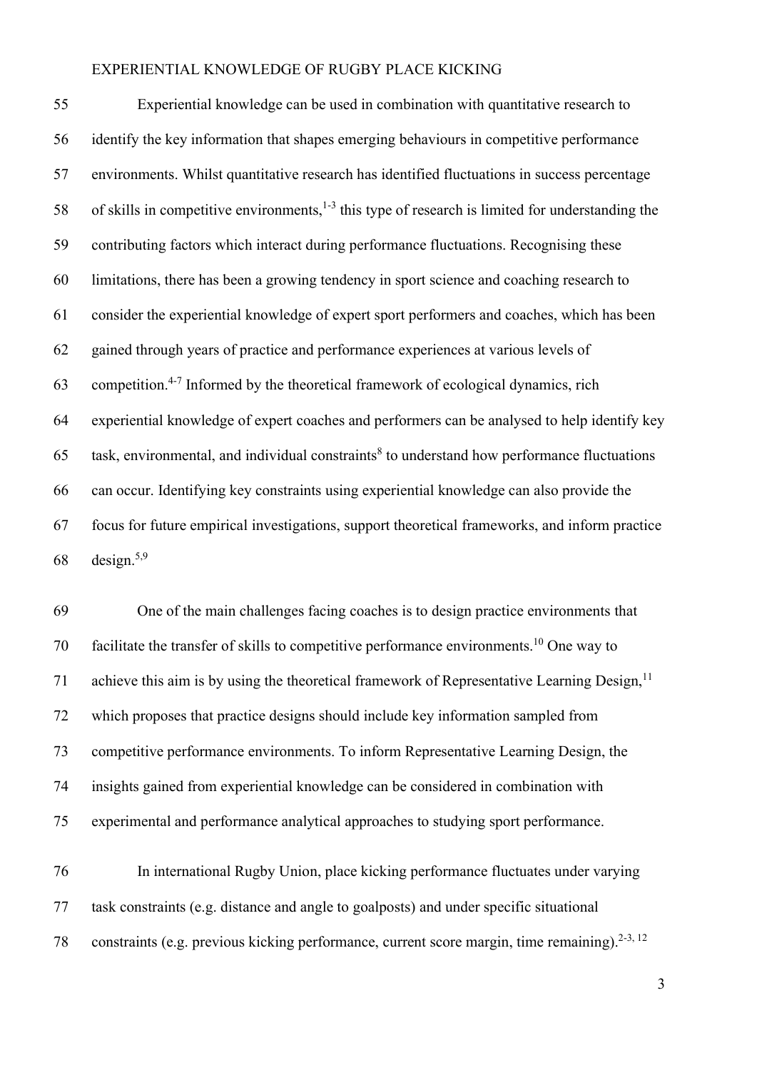Experiential knowledge can be used in combination with quantitative research to identify the key information that shapes emerging behaviours in competitive performance environments. Whilst quantitative research has identified fluctuations in success percentage of skills in competitive environments,[1-3] this type of research is limited for understanding the contributing factors which interact during performance fluctuations. Recognising these limitations, there has been a growing tendency in sport science and coaching research to consider the experiential knowledge of expert sport performers and coaches, which has been gained through years of practice and performance experiences at various levels of competition.[4-7] Informed by the theoretical framework of ecological dynamics, rich experiential knowledge of expert coaches and performers can be analysed to help identify key task, environmental, and individual constraints[8] to understand how performance fluctuations can occur. Identifying key constraints using experiential knowledge can also provide the focus for future empirical investigations, support theoretical frameworks, and inform practice design.[5,9]

One of the main challenges facing coaches is to design practice environments that facilitate the transfer of skills to competitive performance environments.[10] One way to achieve this aim is by using the theoretical framework of Representative Learning Design,[11] which proposes that practice designs should include key information sampled from competitive performance environments. To inform Representative Learning Design, the insights gained from experiential knowledge can be considered in combination with experimental and performance analytical approaches to studying sport performance.

In international Rugby Union, place kicking performance fluctuates under varying task constraints (e.g. distance and angle to goalposts) and under specific situational constraints (e.g. previous kicking performance, current score margin, time remaining).[2-3, 12]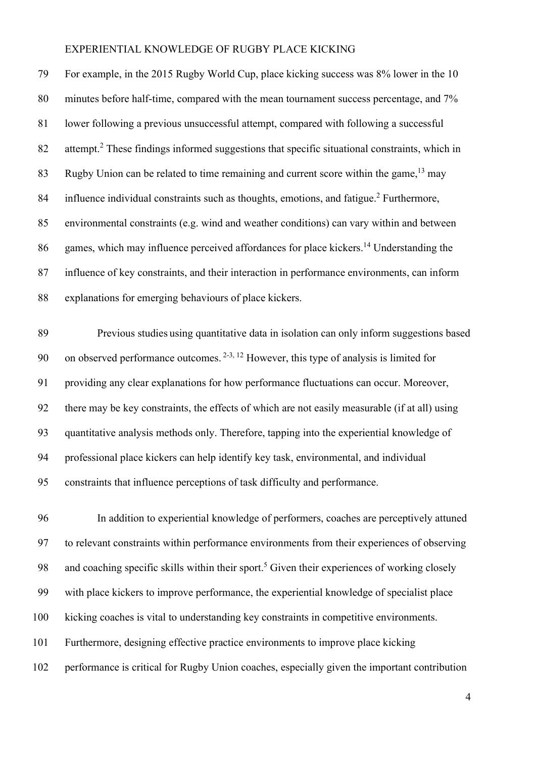For example, in the 2015 Rugby World Cup, place kicking success was 8% lower in the 10 minutes before half-time, compared with the mean tournament success percentage, and 7% lower following a previous unsuccessful attempt, compared with following a successful attempt.[2] These findings informed suggestions that specific situational constraints, which in Rugby Union can be related to time remaining and current score within the game,[13] may influence individual constraints such as thoughts, emotions, and fatigue.[2] Furthermore, environmental constraints (e.g. wind and weather conditions) can vary within and between games, which may influence perceived affordances for place kickers.[14] Understanding the influence of key constraints, and their interaction in performance environments, can inform explanations for emerging behaviours of place kickers.

Previous studies using quantitative data in isolation can only inform suggestions based on observed performance outcomes. [2-3, 12] However, this type of analysis is limited for providing any clear explanations for how performance fluctuations can occur. Moreover, there may be key constraints, the effects of which are not easily measurable (if at all) using quantitative analysis methods only. Therefore, tapping into the experiential knowledge of professional place kickers can help identify key task, environmental, and individual constraints that influence perceptions of task difficulty and performance.

In addition to experiential knowledge of performers, coaches are perceptively attuned to relevant constraints within performance environments from their experiences of observing and coaching specific skills within their sport.[5] Given their experiences of working closely with place kickers to improve performance, the experiential knowledge of specialist place kicking coaches is vital to understanding key constraints in competitive environments. Furthermore, designing effective practice environments to improve place kicking performance is critical for Rugby Union coaches, especially given the important contribution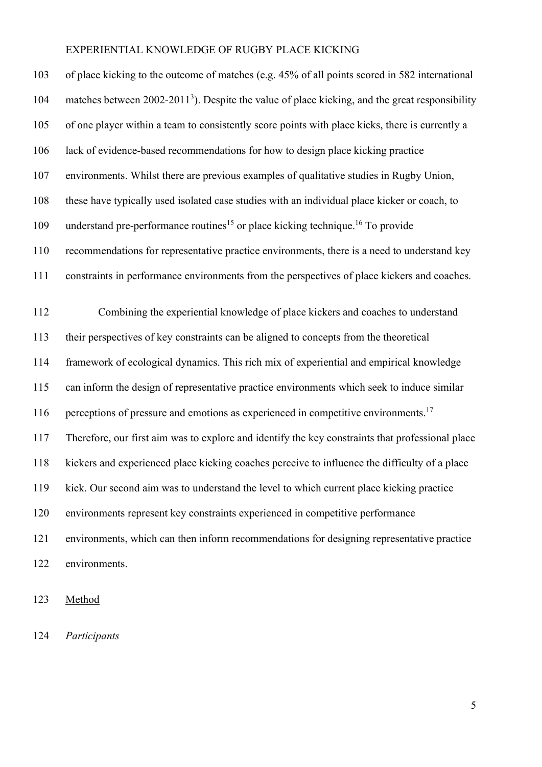of place kicking to the outcome of matches (e.g. 45% of all points scored in 582 international matches between 2002-2011[3]). Despite the value of place kicking, and the great responsibility of one player within a team to consistently score points with place kicks, there is currently a lack of evidence-based recommendations for how to design place kicking practice environments. Whilst there are previous examples of qualitative studies in Rugby Union, these have typically used isolated case studies with an individual place kicker or coach, to understand pre-performance routines[15] or place kicking technique.[16] To provide recommendations for representative practice environments, there is a need to understand key constraints in performance environments from the perspectives of place kickers and coaches.

Combining the experiential knowledge of place kickers and coaches to understand their perspectives of key constraints can be aligned to concepts from the theoretical framework of ecological dynamics. This rich mix of experiential and empirical knowledge can inform the design of representative practice environments which seek to induce similar perceptions of pressure and emotions as experienced in competitive environments.[17] Therefore, our first aim was to explore and identify the key constraints that professional place kickers and experienced place kicking coaches perceive to influence the difficulty of a place kick. Our second aim was to understand the level to which current place kicking practice environments represent key constraints experienced in competitive performance environments, which can then inform recommendations for designing representative practice environments.

## Method

### *Participants*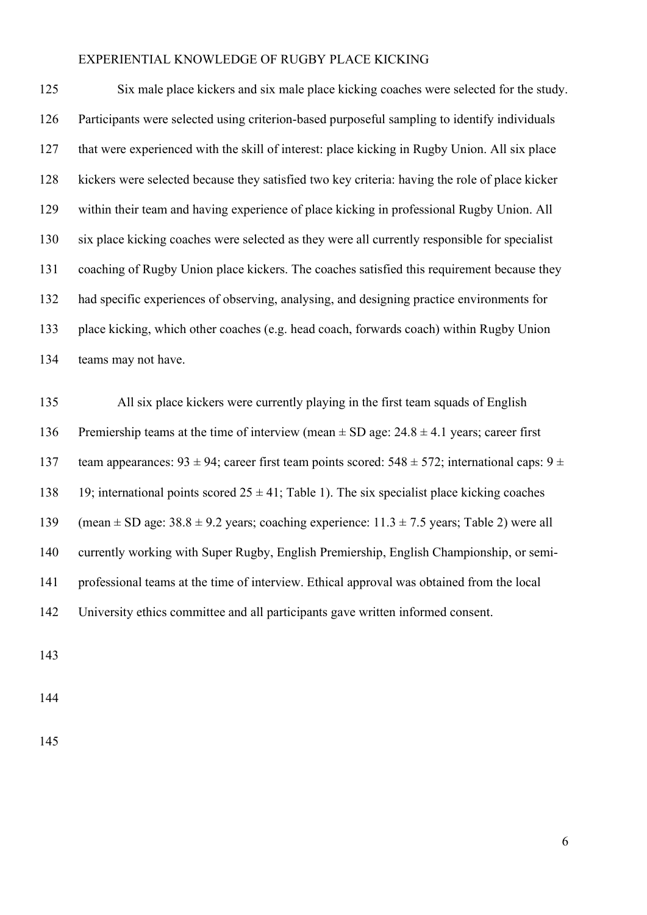Six male place kickers and six male place kicking coaches were selected for the study. Participants were selected using criterion-based purposeful sampling to identify individuals that were experienced with the skill of interest: place kicking in Rugby Union. All six place kickers were selected because they satisfied two key criteria: having the role of place kicker within their team and having experience of place kicking in professional Rugby Union. All six place kicking coaches were selected as they were all currently responsible for specialist coaching of Rugby Union place kickers. The coaches satisfied this requirement because they had specific experiences of observing, analysing, and designing practice environments for place kicking, which other coaches (e.g. head coach, forwards coach) within Rugby Union teams may not have.

All six place kickers were currently playing in the first team squads of English Premiership teams at the time of interview (mean $\pm$ SD age: $24.8 \pm 4.1$ years; career first team appearances: $93 \pm 94$; career first team points scored: $548 \pm 572$; international caps: $9 \pm 19$; international points scored $25 \pm 41$; Table 1). The six specialist place kicking coaches (mean $\pm$ SD age: $38.8 \pm 9.2$ years; coaching experience: $11.3 \pm 7.5$ years; Table 2) were all currently working with Super Rugby, English Premiership, English Championship, or semi-professional teams at the time of interview. Ethical approval was obtained from the local University ethics committee and all participants gave written informed consent.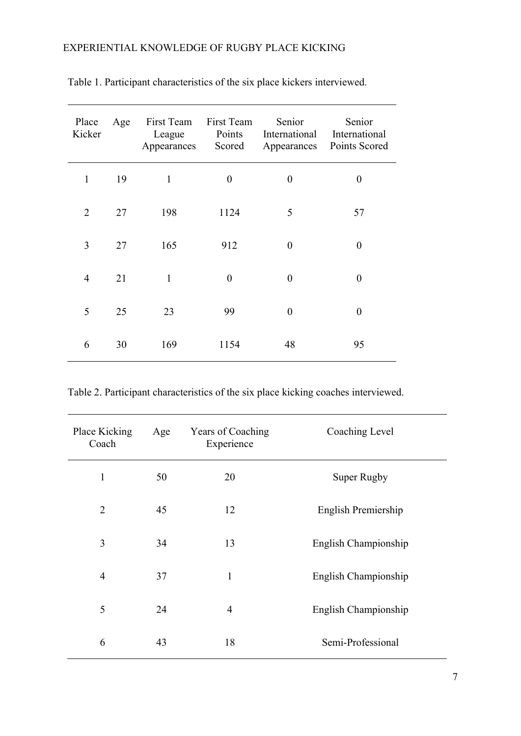Table 1. Participant characteristics of the six place kickers interviewed.

| Place Kicker | Age | First Team League Appearances | First Team Points Scored | Senior International Appearances | Senior International Points Scored |
|---|---|---|---|---|---|
| 1 | 19 | 1 | 0 | 0 | 0 |
| 2 | 27 | 198 | 1124 | 5 | 57 |
| 3 | 27 | 165 | 912 | 0 | 0 |
| 4 | 21 | 1 | 0 | 0 | 0 |
| 5 | 25 | 23 | 99 | 0 | 0 |
| 6 | 30 | 169 | 1154 | 48 | 95 |

Table 2. Participant characteristics of the six place kicking coaches interviewed.

| Place Kicking Coach | Age | Years of Coaching Experience | Coaching Level |
|---|---|---|---|
| 1 | 50 | 20 | Super Rugby |
| 2 | 45 | 12 | English Premiership |
| 3 | 34 | 13 | English Championship |
| 4 | 37 | 1 | English Championship |
| 5 | 24 | 4 | English Championship |
| 6 | 43 | 18 | Semi-Professional |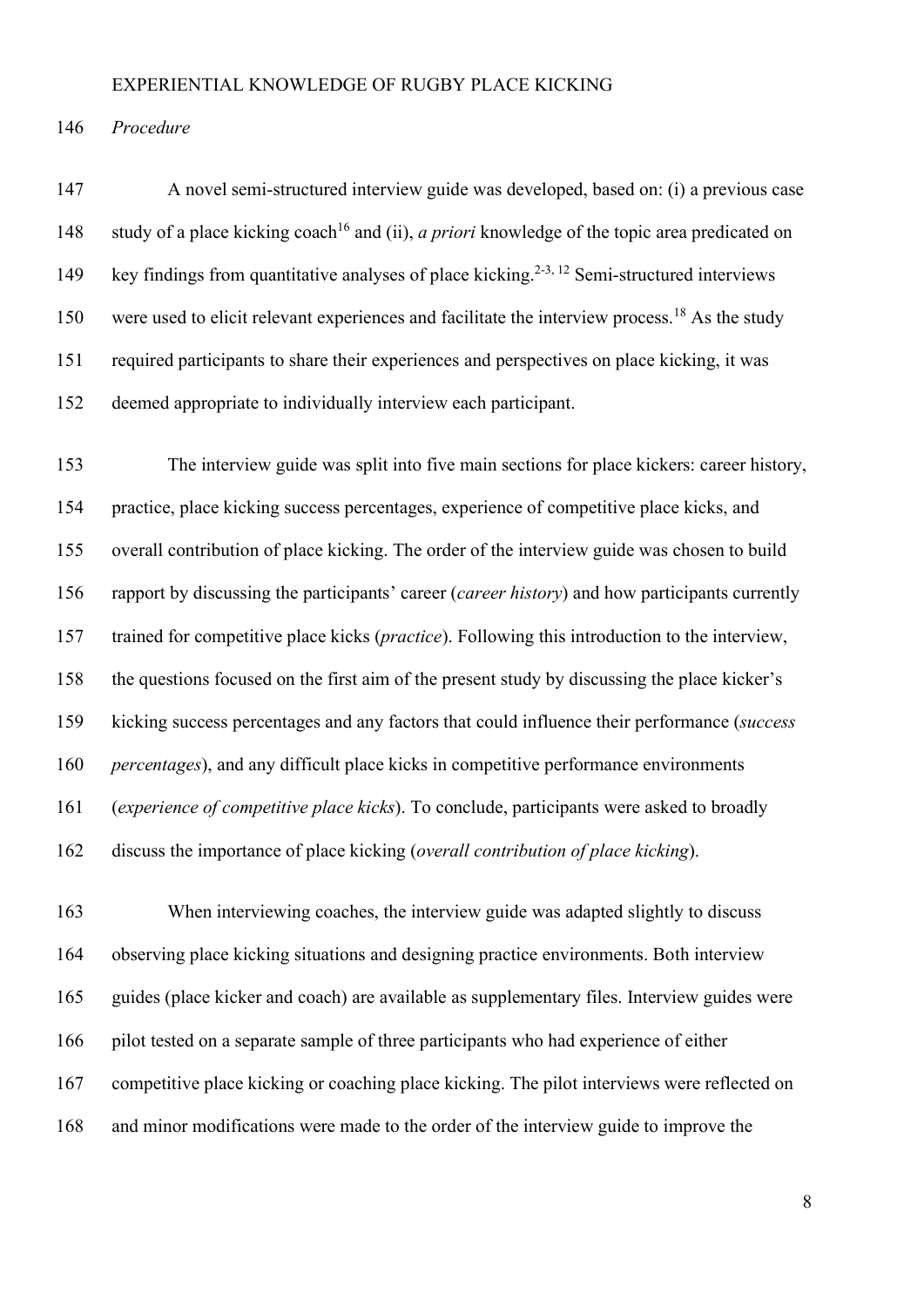*Procedure*

A novel semi-structured interview guide was developed, based on: (i) a previous case study of a place kicking coach[16] and (ii), *a priori* knowledge of the topic area predicated on key findings from quantitative analyses of place kicking.[2-3, 12] Semi-structured interviews were used to elicit relevant experiences and facilitate the interview process.[18] As the study required participants to share their experiences and perspectives on place kicking, it was deemed appropriate to individually interview each participant.

The interview guide was split into five main sections for place kickers: career history, practice, place kicking success percentages, experience of competitive place kicks, and overall contribution of place kicking. The order of the interview guide was chosen to build rapport by discussing the participants' career (*career history*) and how participants currently trained for competitive place kicks (*practice*). Following this introduction to the interview, the questions focused on the first aim of the present study by discussing the place kicker's kicking success percentages and any factors that could influence their performance (*success percentages*), and any difficult place kicks in competitive performance environments (*experience of competitive place kicks*). To conclude, participants were asked to broadly discuss the importance of place kicking (*overall contribution of place kicking*).

When interviewing coaches, the interview guide was adapted slightly to discuss observing place kicking situations and designing practice environments. Both interview guides (place kicker and coach) are available as supplementary files. Interview guides were pilot tested on a separate sample of three participants who had experience of either competitive place kicking or coaching place kicking. The pilot interviews were reflected on and minor modifications were made to the order of the interview guide to improve the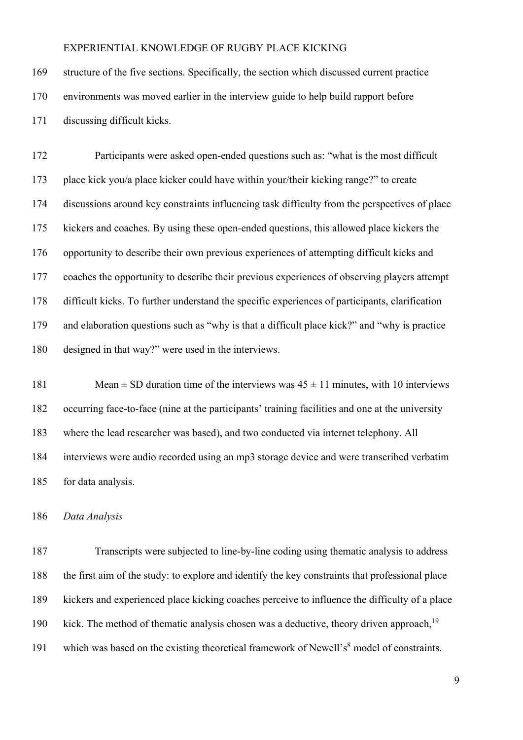structure of the five sections. Specifically, the section which discussed current practice environments was moved earlier in the interview guide to help build rapport before discussing difficult kicks.

Participants were asked open-ended questions such as: “what is the most difficult place kick you/a place kicker could have within your/their kicking range?” to create discussions around key constraints influencing task difficulty from the perspectives of place kickers and coaches. By using these open-ended questions, this allowed place kickers the opportunity to describe their own previous experiences of attempting difficult kicks and coaches the opportunity to describe their previous experiences of observing players attempt difficult kicks. To further understand the specific experiences of participants, clarification and elaboration questions such as “why is that a difficult place kick?” and “why is practice designed in that way?” were used in the interviews.

Mean $\pm$ SD duration time of the interviews was $45 \pm 11$ minutes, with 10 interviews occurring face-to-face (nine at the participants’ training facilities and one at the university where the lead researcher was based), and two conducted via internet telephony. All interviews were audio recorded using an mp3 storage device and were transcribed verbatim for data analysis.

*Data Analysis*

Transcripts were subjected to line-by-line coding using thematic analysis to address the first aim of the study: to explore and identify the key constraints that professional place kickers and experienced place kicking coaches perceive to influence the difficulty of a place kick. The method of thematic analysis chosen was a deductive, theory driven approach,[19] which was based on the existing theoretical framework of Newell’s[8] model of constraints.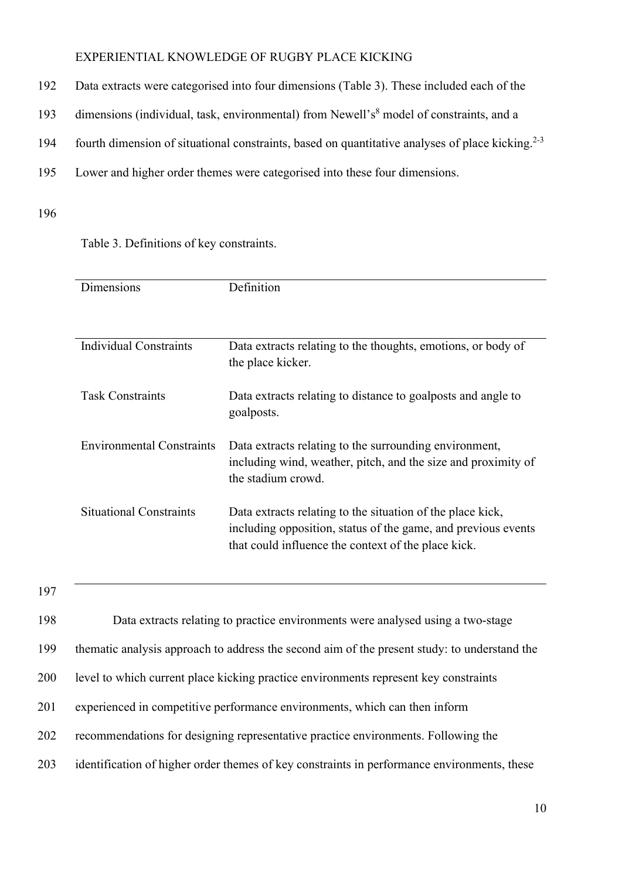Data extracts were categorised into four dimensions (Table 3). These included each of the dimensions (individual, task, environmental) from Newell's[8] model of constraints, and a fourth dimension of situational constraints, based on quantitative analyses of place kicking.[2-3] Lower and higher order themes were categorised into these four dimensions.

Table 3. Definitions of key constraints.

| Dimensions | Definition |
| --- | --- |
| Individual Constraints | Data extracts relating to the thoughts, emotions, or body of the place kicker. |
| Task Constraints | Data extracts relating to distance to goalposts and angle to goalposts. |
| Environmental Constraints | Data extracts relating to the surrounding environment, including wind, weather, pitch, and the size and proximity of the stadium crowd. |
| Situational Constraints | Data extracts relating to the situation of the place kick, including opposition, status of the game, and previous events that could influence the context of the place kick. |

Data extracts relating to practice environments were analysed using a two-stage thematic analysis approach to address the second aim of the present study: to understand the level to which current place kicking practice environments represent key constraints experienced in competitive performance environments, which can then inform recommendations for designing representative practice environments. Following the identification of higher order themes of key constraints in performance environments, these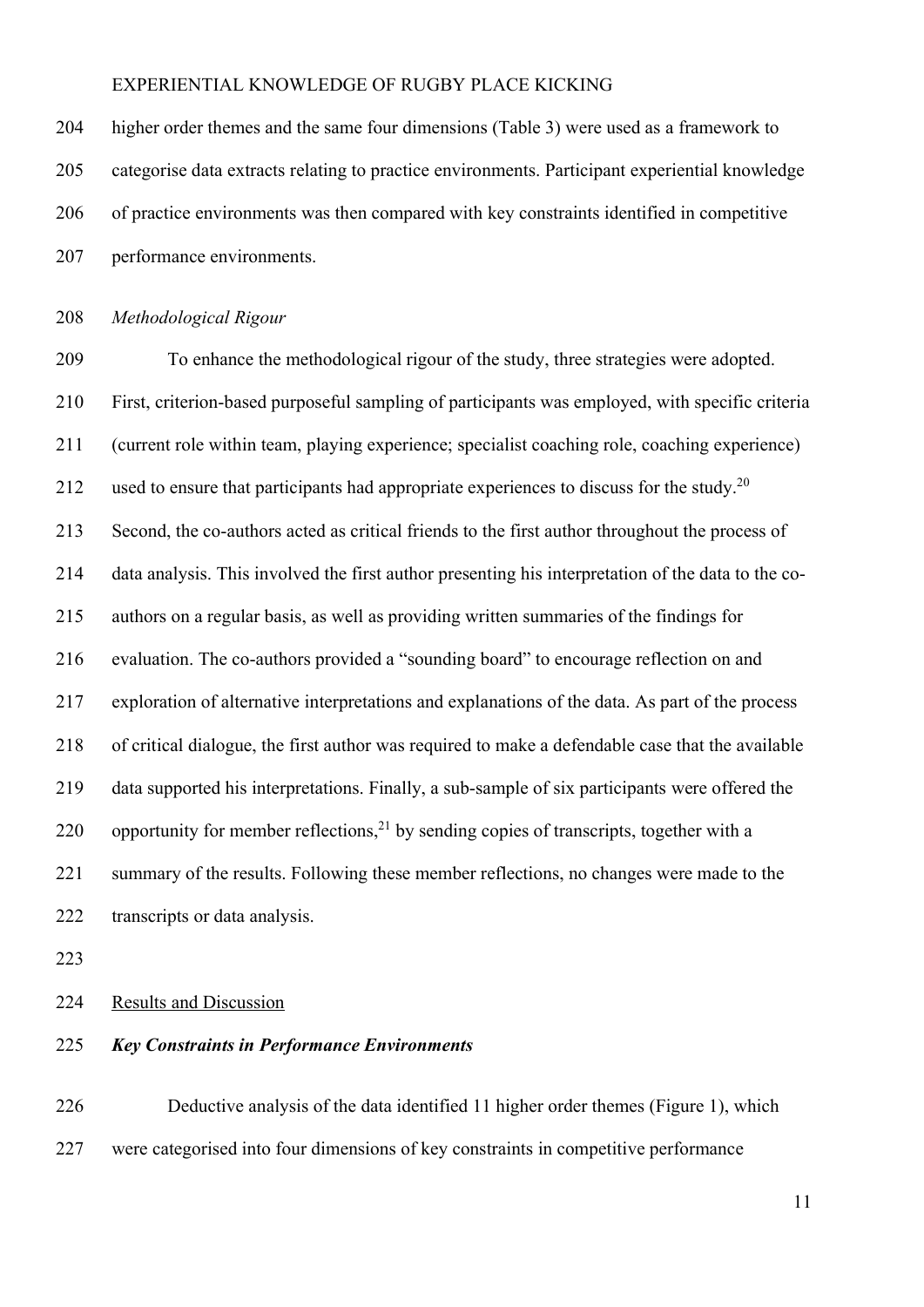higher order themes and the same four dimensions (Table 3) were used as a framework to categorise data extracts relating to practice environments. Participant experiential knowledge of practice environments was then compared with key constraints identified in competitive performance environments.

*Methodological Rigour*

To enhance the methodological rigour of the study, three strategies were adopted. First, criterion-based purposeful sampling of participants was employed, with specific criteria (current role within team, playing experience; specialist coaching role, coaching experience) used to ensure that participants had appropriate experiences to discuss for the study.[20] Second, the co-authors acted as critical friends to the first author throughout the process of data analysis. This involved the first author presenting his interpretation of the data to the co-authors on a regular basis, as well as providing written summaries of the findings for evaluation. The co-authors provided a "sounding board" to encourage reflection on and exploration of alternative interpretations and explanations of the data. As part of the process of critical dialogue, the first author was required to make a defendable case that the available data supported his interpretations. Finally, a sub-sample of six participants were offered the opportunity for member reflections,[21] by sending copies of transcripts, together with a summary of the results. Following these member reflections, no changes were made to the transcripts or data analysis.

## Results and Discussion

### *Key Constraints in Performance Environments*

Deductive analysis of the data identified 11 higher order themes (Figure 1), which were categorised into four dimensions of key constraints in competitive performance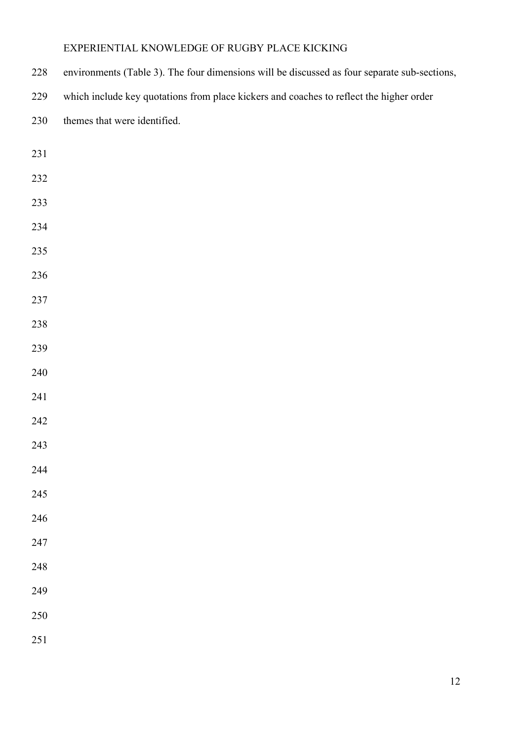environments (Table 3). The four dimensions will be discussed as four separate sub-sections, which include key quotations from place kickers and coaches to reflect the higher order themes that were identified.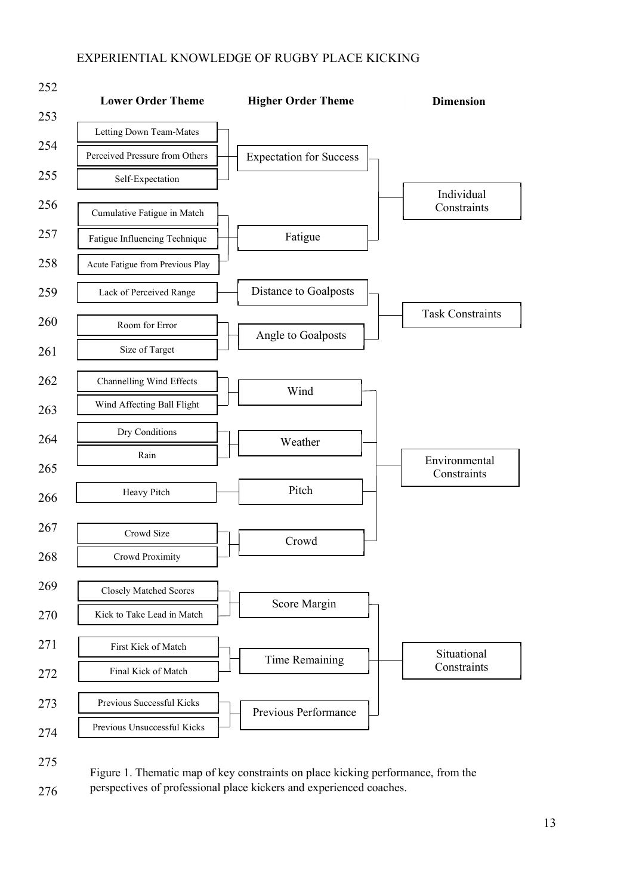| Lower Order Theme | Higher Order Theme | Dimension |
|---|---|---|
| Letting Down Team-Mates | Expectation for Success | Individual Constraints |
| Perceived Pressure from Others | | |
| Self-Expectation | | |
| Cumulative Fatigue in Match | Fatigue | |
| Fatigue Influencing Technique | | |
| Acute Fatigue from Previous Play | | |
| Lack of Perceived Range | Distance to Goalposts | Task Constraints |
| Room for Error | Angle to Goalposts | |
| Size of Target | | |
| Channelling Wind Effects | Wind | Environmental Constraints |
| Wind Affecting Ball Flight | | |
| Dry Conditions | Weather | |
| Rain | | |
| Heavy Pitch | Pitch | |
| Crowd Size | Crowd | |
| Crowd Proximity | | |
| Closely Matched Scores | Score Margin | Situational Constraints |
| Kick to Take Lead in Match | | |
| First Kick of Match | Time Remaining | |
| Final Kick of Match | | |
| Previous Successful Kicks | Previous Performance | |
| Previous Unsuccessful Kicks | | |

Figure 1. Thematic map of key constraints on place kicking performance, from the perspectives of professional place kickers and experienced coaches.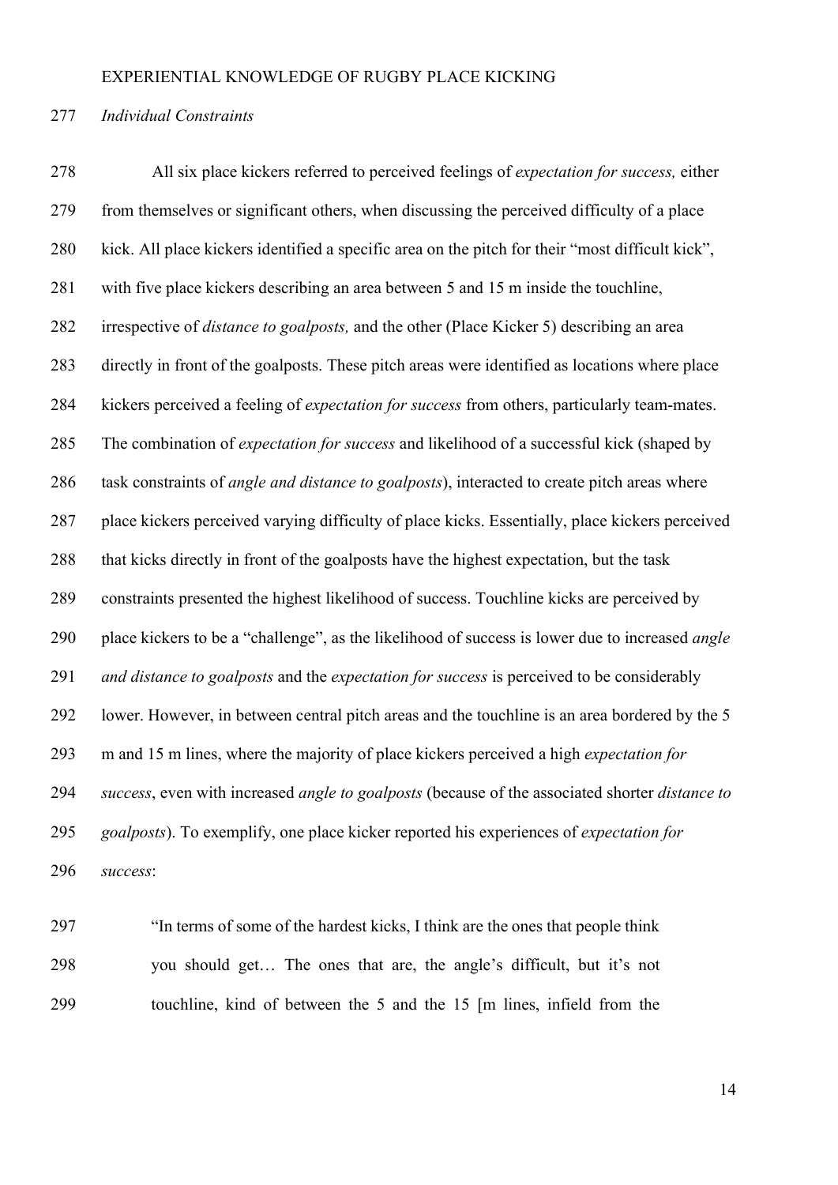*Individual Constraints*

All six place kickers referred to perceived feelings of *expectation for success,* either from themselves or significant others, when discussing the perceived difficulty of a place kick. All place kickers identified a specific area on the pitch for their "most difficult kick", with five place kickers describing an area between 5 and 15 m inside the touchline, irrespective of *distance to goalposts,* and the other (Place Kicker 5) describing an area directly in front of the goalposts. These pitch areas were identified as locations where place kickers perceived a feeling of *expectation for success* from others, particularly team-mates. The combination of *expectation for success* and likelihood of a successful kick (shaped by task constraints of *angle and distance to goalposts*), interacted to create pitch areas where place kickers perceived varying difficulty of place kicks. Essentially, place kickers perceived that kicks directly in front of the goalposts have the highest expectation, but the task constraints presented the highest likelihood of success. Touchline kicks are perceived by place kickers to be a "challenge", as the likelihood of success is lower due to increased *angle and distance to goalposts* and the *expectation for success* is perceived to be considerably lower. However, in between central pitch areas and the touchline is an area bordered by the 5 m and 15 m lines, where the majority of place kickers perceived a high *expectation for success*, even with increased *angle to goalposts* (because of the associated shorter *distance to goalposts*). To exemplify, one place kicker reported his experiences of *expectation for success*:

> "In terms of some of the hardest kicks, I think are the ones that people think you should get… The ones that are, the angle's difficult, but it's not touchline, kind of between the 5 and the 15 [m lines, infield from the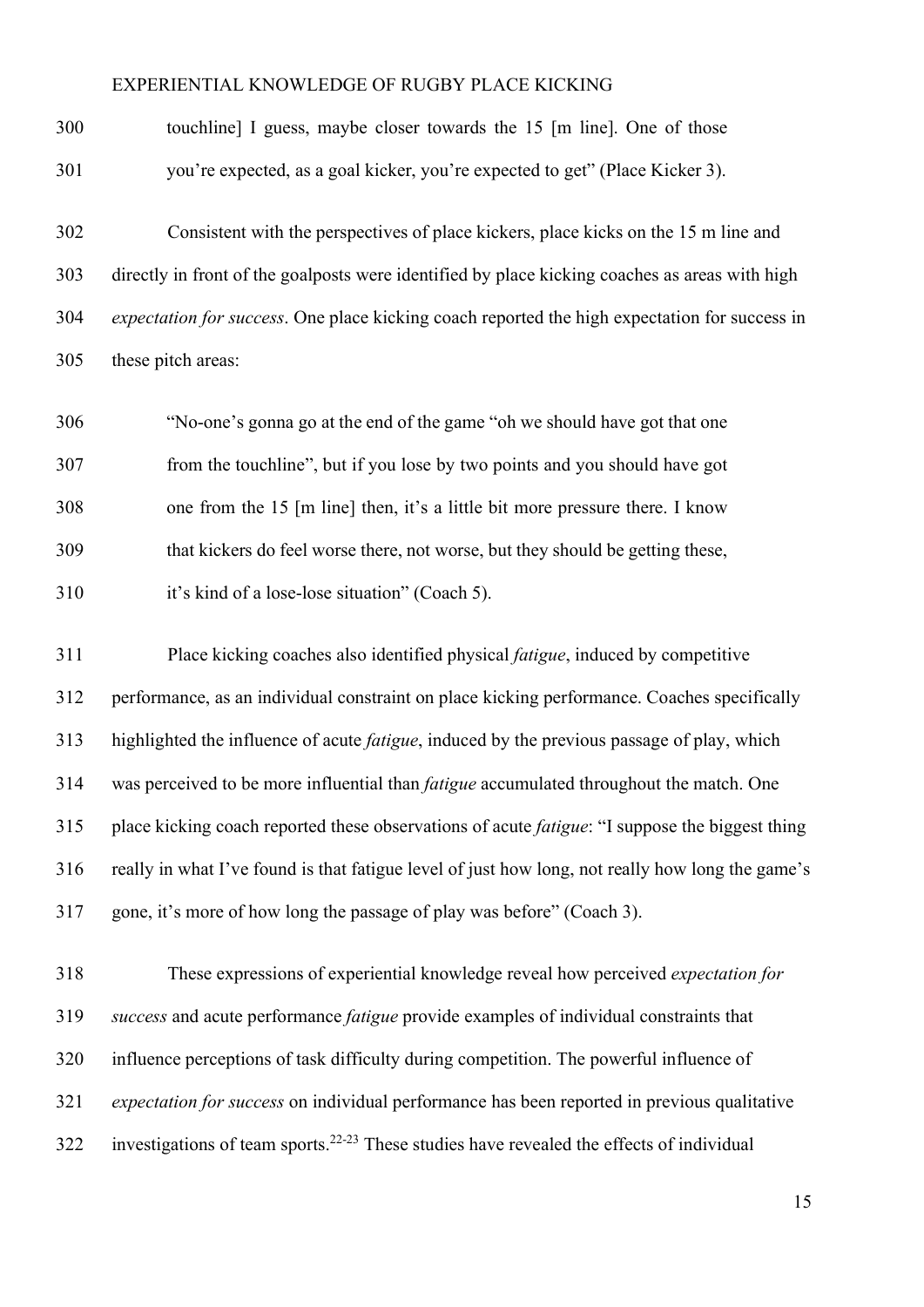touchline] I guess, maybe closer towards the 15 [m line]. One of those you're expected, as a goal kicker, you're expected to get" (Place Kicker 3).

Consistent with the perspectives of place kickers, place kicks on the 15 m line and directly in front of the goalposts were identified by place kicking coaches as areas with high *expectation for success*. One place kicking coach reported the high expectation for success in these pitch areas:

> "No-one's gonna go at the end of the game "oh we should have got that one from the touchline", but if you lose by two points and you should have got one from the 15 [m line] then, it's a little bit more pressure there. I know that kickers do feel worse there, not worse, but they should be getting these, it's kind of a lose-lose situation" (Coach 5).

Place kicking coaches also identified physical *fatigue*, induced by competitive performance, as an individual constraint on place kicking performance. Coaches specifically highlighted the influence of acute *fatigue*, induced by the previous passage of play, which was perceived to be more influential than *fatigue* accumulated throughout the match. One place kicking coach reported these observations of acute *fatigue*: "I suppose the biggest thing really in what I've found is that fatigue level of just how long, not really how long the game's gone, it's more of how long the passage of play was before" (Coach 3).

These expressions of experiential knowledge reveal how perceived *expectation for success* and acute performance *fatigue* provide examples of individual constraints that influence perceptions of task difficulty during competition. The powerful influence of *expectation for success* on individual performance has been reported in previous qualitative investigations of team sports.[22-23] These studies have revealed the effects of individual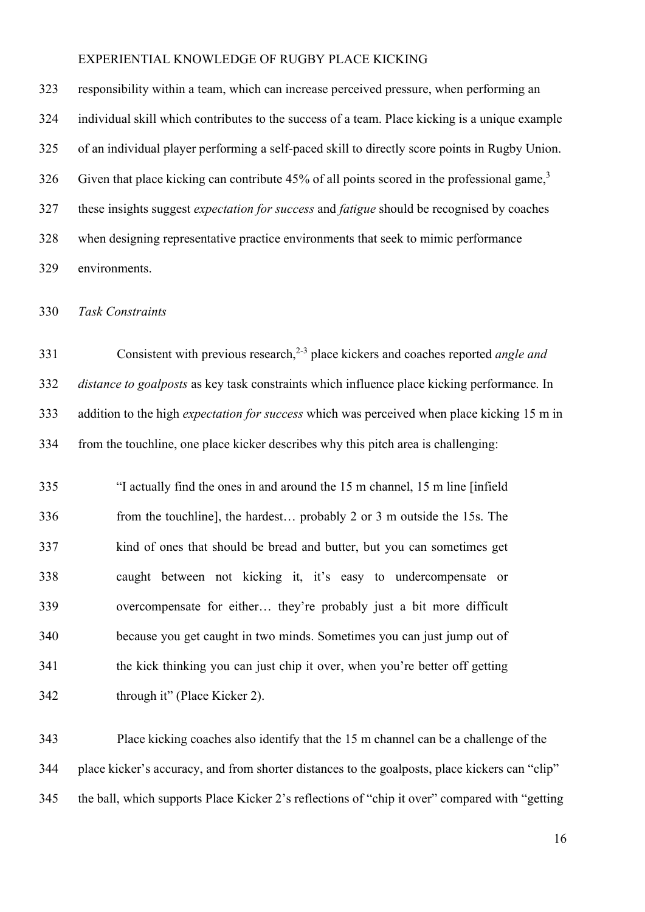responsibility within a team, which can increase perceived pressure, when performing an individual skill which contributes to the success of a team. Place kicking is a unique example of an individual player performing a self-paced skill to directly score points in Rugby Union. Given that place kicking can contribute 45% of all points scored in the professional game,[3] these insights suggest *expectation for success* and *fatigue* should be recognised by coaches when designing representative practice environments that seek to mimic performance environments.

*Task Constraints*

Consistent with previous research,[2-3] place kickers and coaches reported *angle and distance to goalposts* as key task constraints which influence place kicking performance. In addition to the high *expectation for success* which was perceived when place kicking 15 m in from the touchline, one place kicker describes why this pitch area is challenging:

> "I actually find the ones in and around the 15 m channel, 15 m line [infield from the touchline], the hardest… probably 2 or 3 m outside the 15s. The kind of ones that should be bread and butter, but you can sometimes get caught between not kicking it, it's easy to undercompensate or overcompensate for either… they're probably just a bit more difficult because you get caught in two minds. Sometimes you can just jump out of the kick thinking you can just chip it over, when you're better off getting through it" (Place Kicker 2).

Place kicking coaches also identify that the 15 m channel can be a challenge of the place kicker's accuracy, and from shorter distances to the goalposts, place kickers can "clip" the ball, which supports Place Kicker 2's reflections of "chip it over" compared with "getting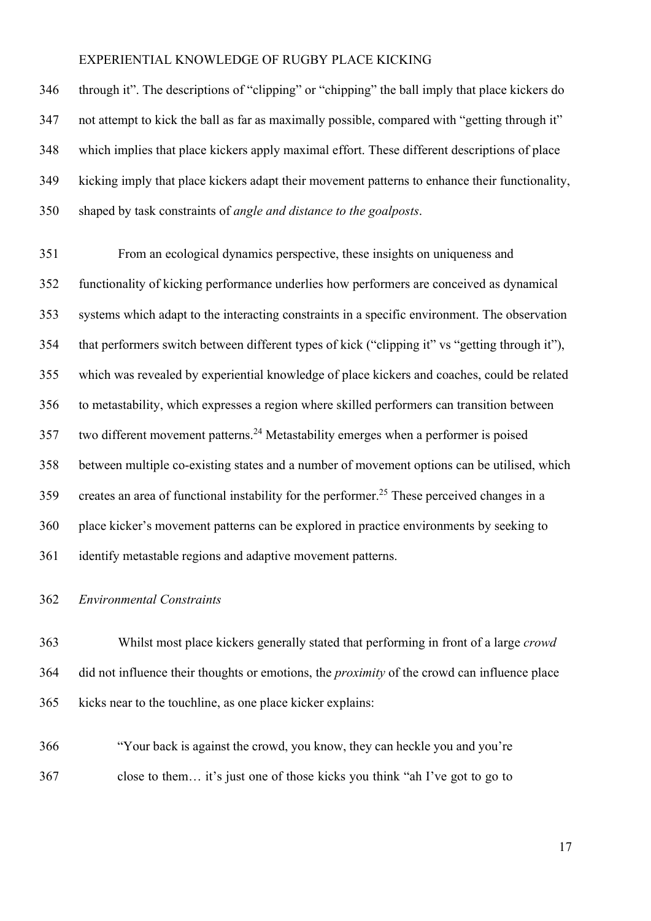through it". The descriptions of "clipping" or "chipping" the ball imply that place kickers do not attempt to kick the ball as far as maximally possible, compared with "getting through it" which implies that place kickers apply maximal effort. These different descriptions of place kicking imply that place kickers adapt their movement patterns to enhance their functionality, shaped by task constraints of *angle and distance to the goalposts*.

From an ecological dynamics perspective, these insights on uniqueness and functionality of kicking performance underlies how performers are conceived as dynamical systems which adapt to the interacting constraints in a specific environment. The observation that performers switch between different types of kick ("clipping it" vs "getting through it"), which was revealed by experiential knowledge of place kickers and coaches, could be related to metastability, which expresses a region where skilled performers can transition between two different movement patterns.[24] Metastability emerges when a performer is poised between multiple co-existing states and a number of movement options can be utilised, which creates an area of functional instability for the performer.[25] These perceived changes in a place kicker's movement patterns can be explored in practice environments by seeking to identify metastable regions and adaptive movement patterns.

*Environmental Constraints*

Whilst most place kickers generally stated that performing in front of a large *crowd* did not influence their thoughts or emotions, the *proximity* of the crowd can influence place kicks near to the touchline, as one place kicker explains:

> "Your back is against the crowd, you know, they can heckle you and you're close to them… it's just one of those kicks you think "ah I've got to go to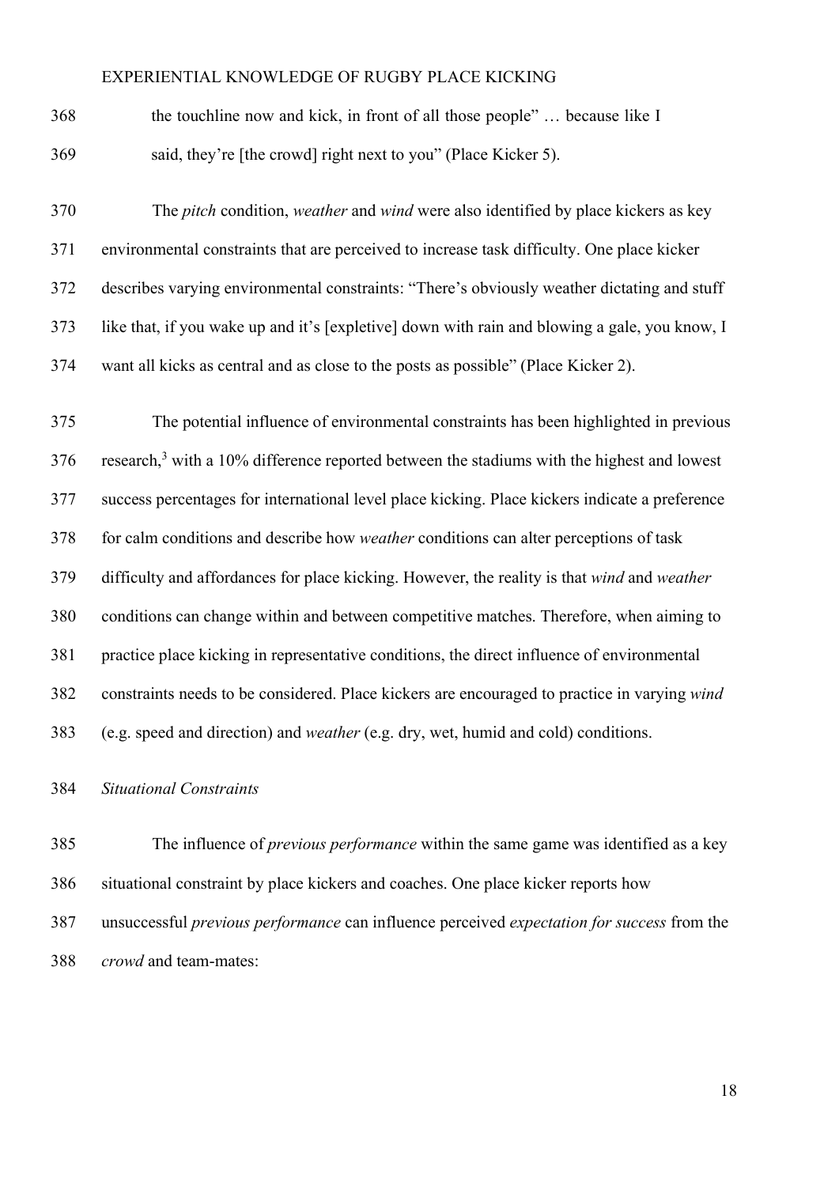the touchline now and kick, in front of all those people" … because like I said, they're [the crowd] right next to you" (Place Kicker 5).

The *pitch* condition, *weather* and *wind* were also identified by place kickers as key environmental constraints that are perceived to increase task difficulty. One place kicker describes varying environmental constraints: "There's obviously weather dictating and stuff like that, if you wake up and it's [expletive] down with rain and blowing a gale, you know, I want all kicks as central and as close to the posts as possible" (Place Kicker 2).

The potential influence of environmental constraints has been highlighted in previous research,[3] with a 10% difference reported between the stadiums with the highest and lowest success percentages for international level place kicking. Place kickers indicate a preference for calm conditions and describe how *weather* conditions can alter perceptions of task difficulty and affordances for place kicking. However, the reality is that *wind* and *weather* conditions can change within and between competitive matches. Therefore, when aiming to practice place kicking in representative conditions, the direct influence of environmental constraints needs to be considered. Place kickers are encouraged to practice in varying *wind* (e.g. speed and direction) and *weather* (e.g. dry, wet, humid and cold) conditions.

*Situational Constraints*

The influence of *previous performance* within the same game was identified as a key situational constraint by place kickers and coaches. One place kicker reports how unsuccessful *previous performance* can influence perceived *expectation for success* from the *crowd* and team-mates: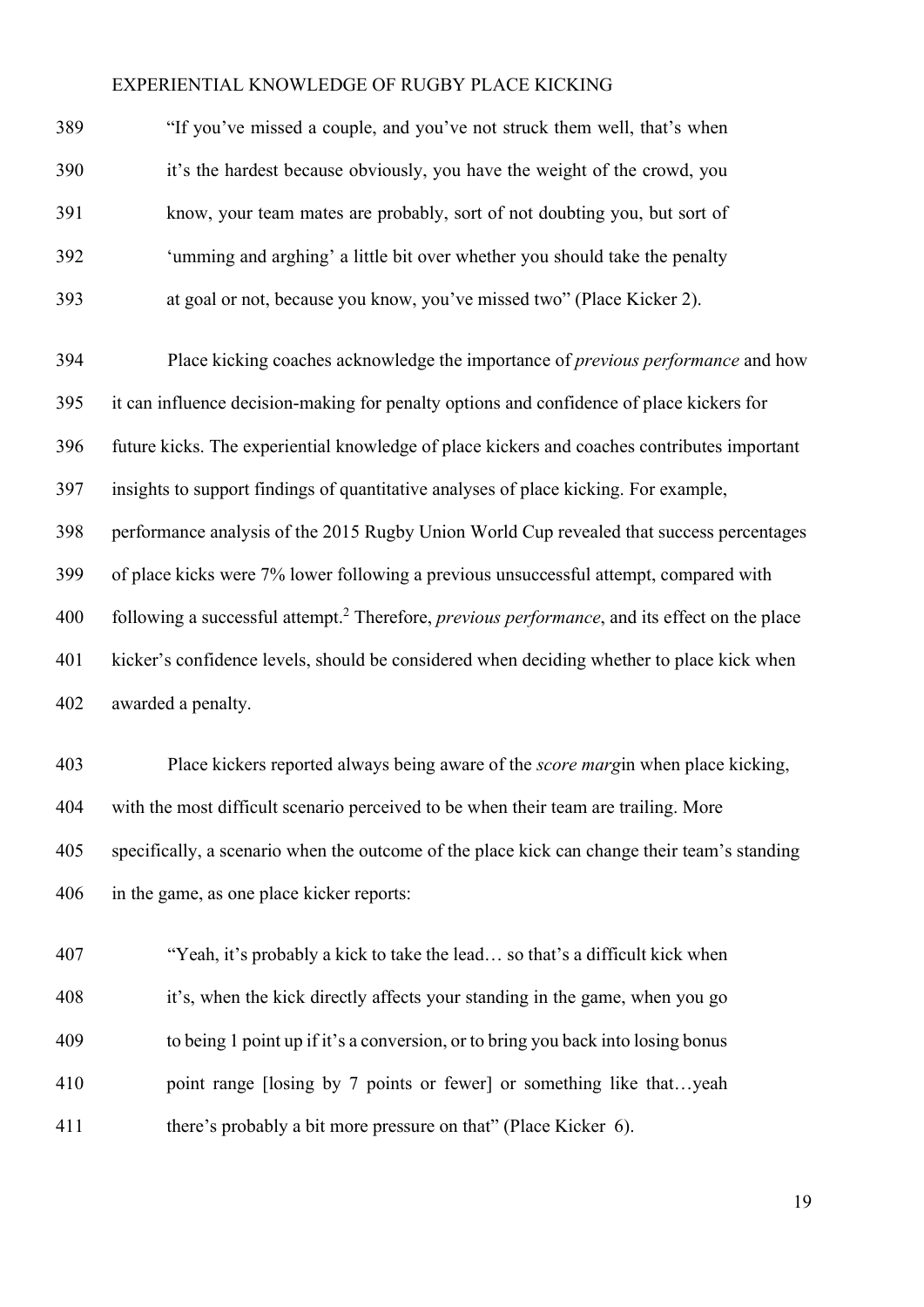"If you've missed a couple, and you've not struck them well, that's when it's the hardest because obviously, you have the weight of the crowd, you know, your team mates are probably, sort of not doubting you, but sort of 'umming and arghing' a little bit over whether you should take the penalty at goal or not, because you know, you've missed two" (Place Kicker 2).

Place kicking coaches acknowledge the importance of *previous performance* and how it can influence decision-making for penalty options and confidence of place kickers for future kicks. The experiential knowledge of place kickers and coaches contributes important insights to support findings of quantitative analyses of place kicking. For example, performance analysis of the 2015 Rugby Union World Cup revealed that success percentages of place kicks were 7% lower following a previous unsuccessful attempt, compared with following a successful attempt.[2] Therefore, *previous performance*, and its effect on the place kicker's confidence levels, should be considered when deciding whether to place kick when awarded a penalty.

Place kickers reported always being aware of the *score margin* when place kicking, with the most difficult scenario perceived to be when their team are trailing. More specifically, a scenario when the outcome of the place kick can change their team's standing in the game, as one place kicker reports:

"Yeah, it's probably a kick to take the lead… so that's a difficult kick when it's, when the kick directly affects your standing in the game, when you go to being 1 point up if it's a conversion, or to bring you back into losing bonus point range [losing by 7 points or fewer] or something like that…yeah there's probably a bit more pressure on that" (Place Kicker 6).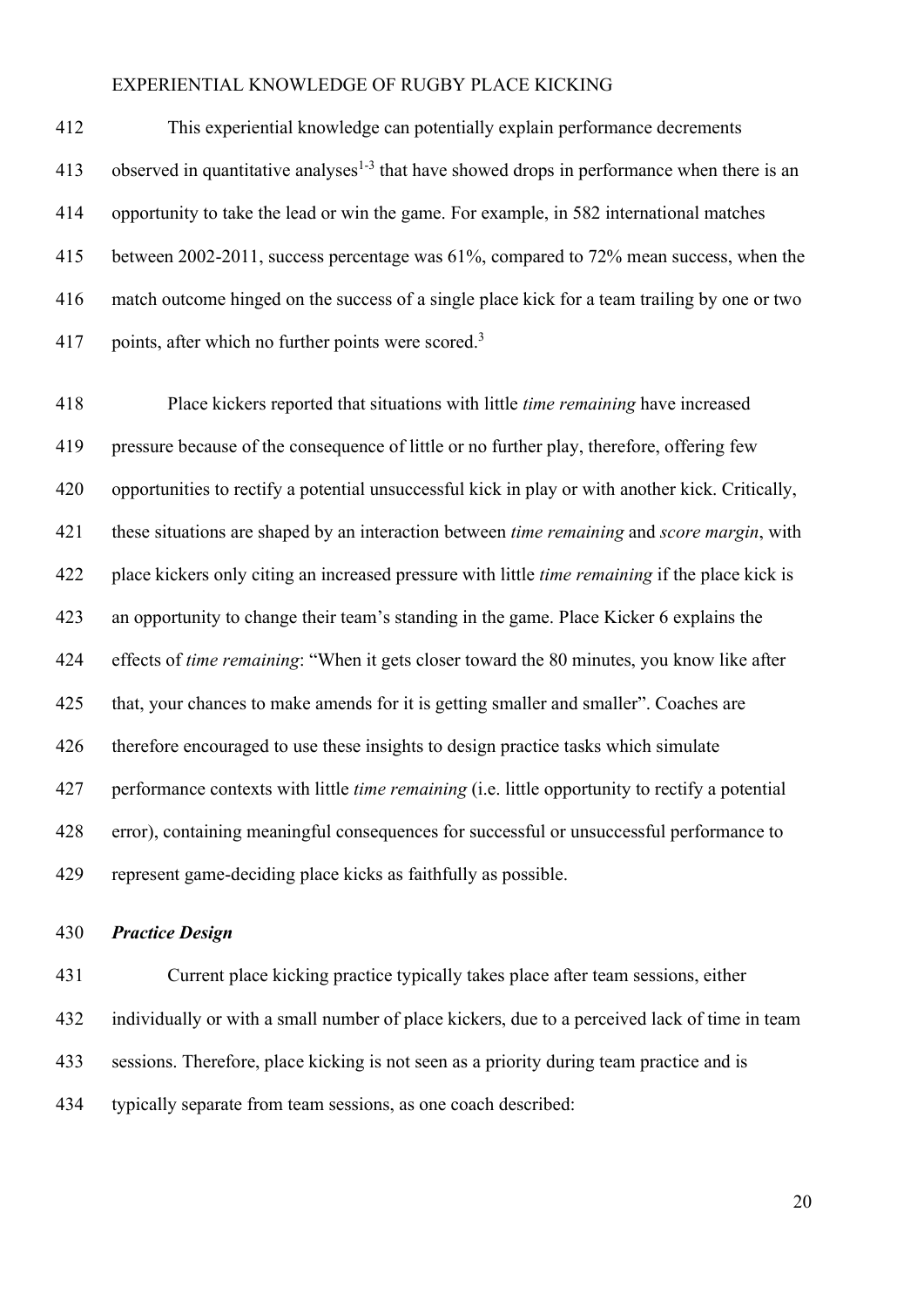This experiential knowledge can potentially explain performance decrements observed in quantitative analyses[1-3] that have showed drops in performance when there is an opportunity to take the lead or win the game. For example, in 582 international matches between 2002-2011, success percentage was 61%, compared to 72% mean success, when the match outcome hinged on the success of a single place kick for a team trailing by one or two points, after which no further points were scored.[3]

Place kickers reported that situations with little *time remaining* have increased pressure because of the consequence of little or no further play, therefore, offering few opportunities to rectify a potential unsuccessful kick in play or with another kick. Critically, these situations are shaped by an interaction between *time remaining* and *score margin*, with place kickers only citing an increased pressure with little *time remaining* if the place kick is an opportunity to change their team's standing in the game. Place Kicker 6 explains the effects of *time remaining*: "When it gets closer toward the 80 minutes, you know like after that, your chances to make amends for it is getting smaller and smaller". Coaches are therefore encouraged to use these insights to design practice tasks which simulate performance contexts with little *time remaining* (i.e. little opportunity to rectify a potential error), containing meaningful consequences for successful or unsuccessful performance to represent game-deciding place kicks as faithfully as possible.

***Practice Design***

Current place kicking practice typically takes place after team sessions, either individually or with a small number of place kickers, due to a perceived lack of time in team sessions. Therefore, place kicking is not seen as a priority during team practice and is typically separate from team sessions, as one coach described: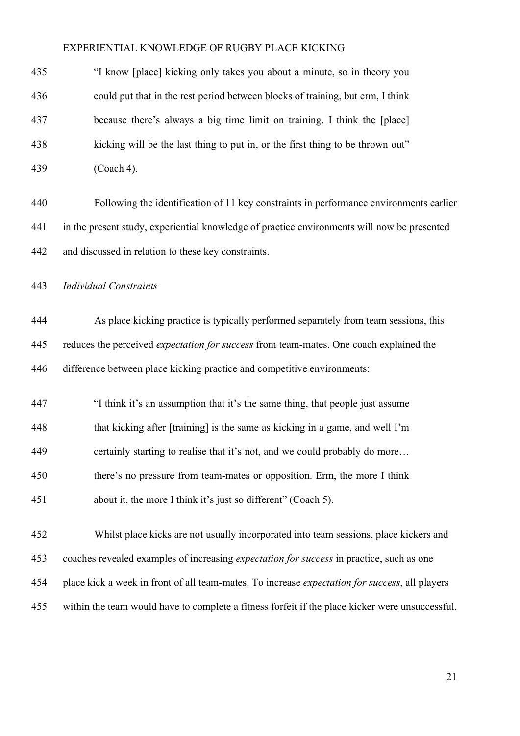> "I know [place] kicking only takes you about a minute, so in theory you could put that in the rest period between blocks of training, but erm, I think because there's always a big time limit on training. I think the [place] kicking will be the last thing to put in, or the first thing to be thrown out" (Coach 4).

Following the identification of 11 key constraints in performance environments earlier in the present study, experiential knowledge of practice environments will now be presented and discussed in relation to these key constraints.

*Individual Constraints*

As place kicking practice is typically performed separately from team sessions, this reduces the perceived *expectation for success* from team-mates. One coach explained the difference between place kicking practice and competitive environments:

> "I think it's an assumption that it's the same thing, that people just assume that kicking after [training] is the same as kicking in a game, and well I'm certainly starting to realise that it's not, and we could probably do more… there's no pressure from team-mates or opposition. Erm, the more I think about it, the more I think it's just so different" (Coach 5).

Whilst place kicks are not usually incorporated into team sessions, place kickers and coaches revealed examples of increasing *expectation for success* in practice, such as one place kick a week in front of all team-mates. To increase *expectation for success*, all players within the team would have to complete a fitness forfeit if the place kicker were unsuccessful.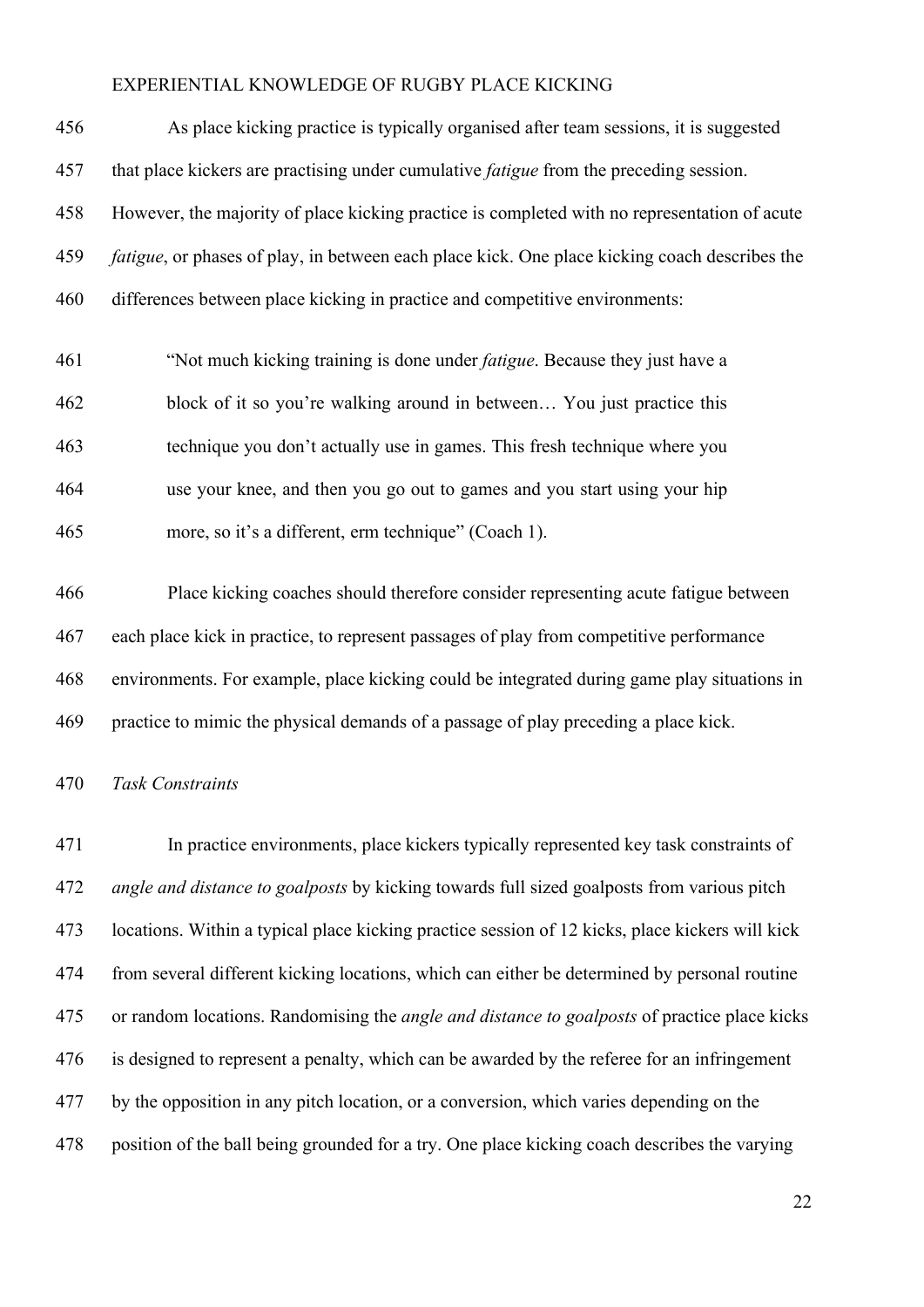As place kicking practice is typically organised after team sessions, it is suggested that place kickers are practising under cumulative *fatigue* from the preceding session. However, the majority of place kicking practice is completed with no representation of acute *fatigue*, or phases of play, in between each place kick. One place kicking coach describes the differences between place kicking in practice and competitive environments:

> "Not much kicking training is done under *fatigue*. Because they just have a block of it so you're walking around in between… You just practice this technique you don't actually use in games. This fresh technique where you use your knee, and then you go out to games and you start using your hip more, so it's a different, erm technique" (Coach 1).

Place kicking coaches should therefore consider representing acute fatigue between each place kick in practice, to represent passages of play from competitive performance environments. For example, place kicking could be integrated during game play situations in practice to mimic the physical demands of a passage of play preceding a place kick.

*Task Constraints*

In practice environments, place kickers typically represented key task constraints of *angle and distance to goalposts* by kicking towards full sized goalposts from various pitch locations. Within a typical place kicking practice session of 12 kicks, place kickers will kick from several different kicking locations, which can either be determined by personal routine or random locations. Randomising the *angle and distance to goalposts* of practice place kicks is designed to represent a penalty, which can be awarded by the referee for an infringement by the opposition in any pitch location, or a conversion, which varies depending on the position of the ball being grounded for a try. One place kicking coach describes the varying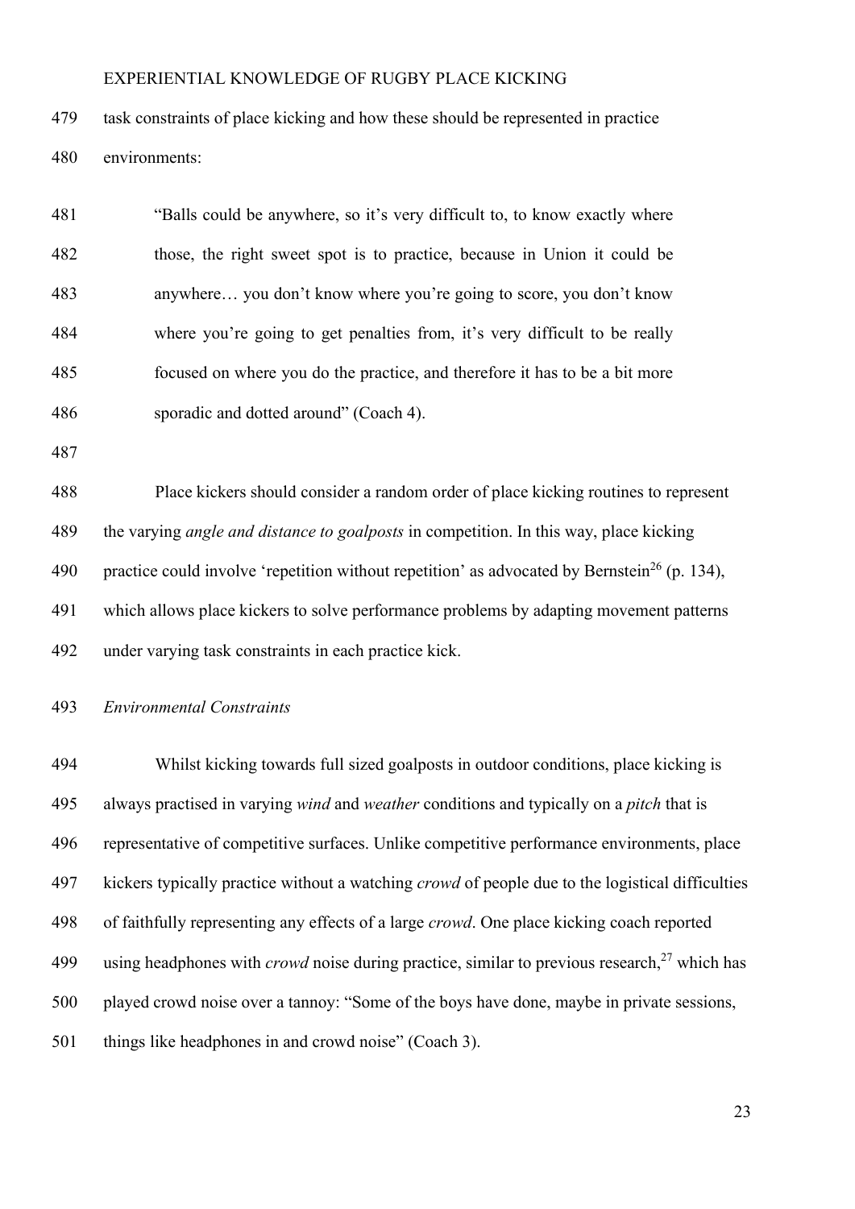task constraints of place kicking and how these should be represented in practice environments:

> "Balls could be anywhere, so it's very difficult to, to know exactly where those, the right sweet spot is to practice, because in Union it could be anywhere… you don't know where you're going to score, you don't know where you're going to get penalties from, it's very difficult to be really focused on where you do the practice, and therefore it has to be a bit more sporadic and dotted around" (Coach 4).

Place kickers should consider a random order of place kicking routines to represent the varying *angle and distance to goalposts* in competition. In this way, place kicking practice could involve 'repetition without repetition' as advocated by Bernstein[26] (p. 134), which allows place kickers to solve performance problems by adapting movement patterns under varying task constraints in each practice kick.

*Environmental Constraints*

Whilst kicking towards full sized goalposts in outdoor conditions, place kicking is always practised in varying *wind* and *weather* conditions and typically on a *pitch* that is representative of competitive surfaces. Unlike competitive performance environments, place kickers typically practice without a watching *crowd* of people due to the logistical difficulties of faithfully representing any effects of a large *crowd*. One place kicking coach reported using headphones with *crowd* noise during practice, similar to previous research,[27] which has played crowd noise over a tannoy: "Some of the boys have done, maybe in private sessions, things like headphones in and crowd noise" (Coach 3).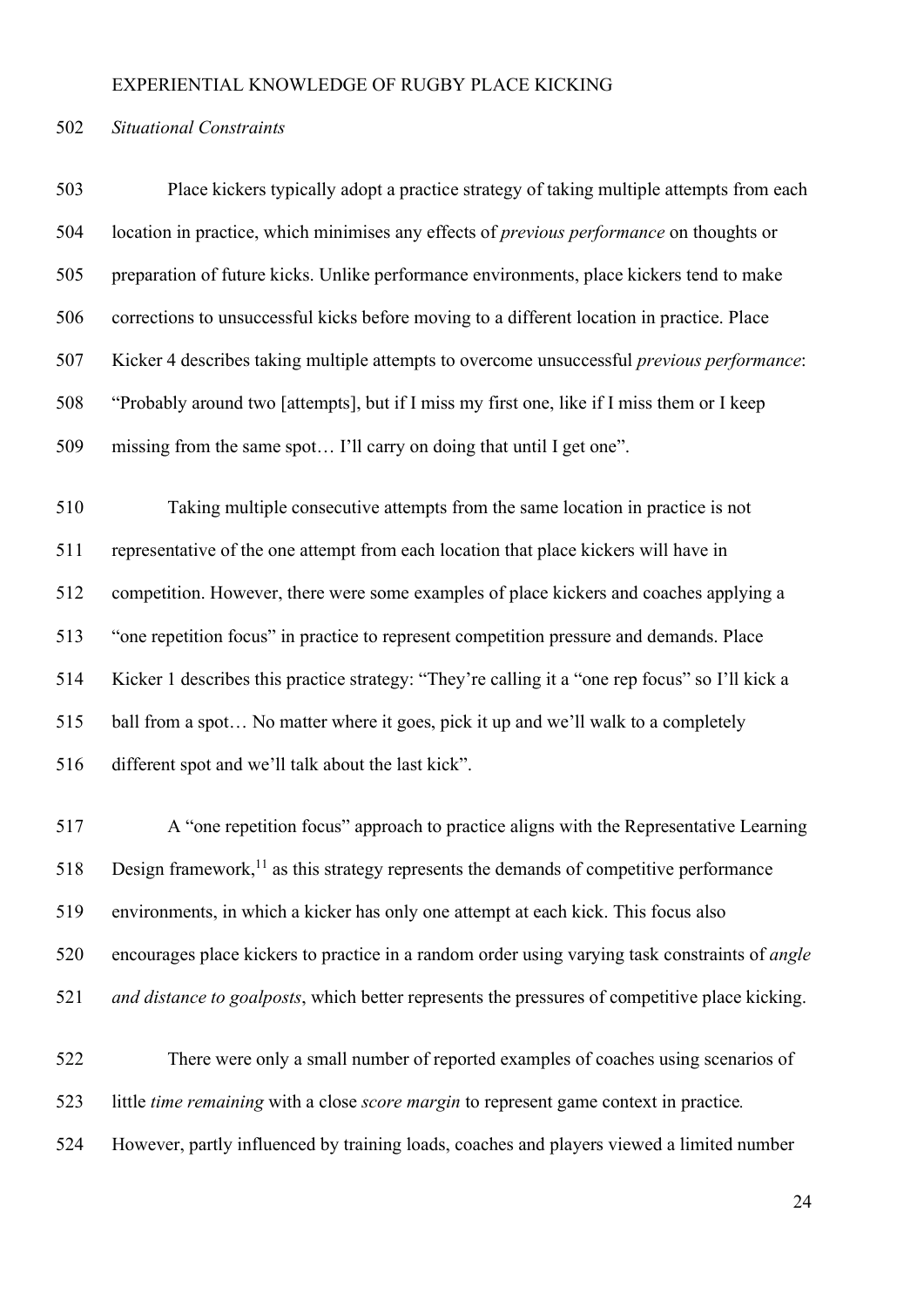*Situational Constraints*

Place kickers typically adopt a practice strategy of taking multiple attempts from each location in practice, which minimises any effects of *previous performance* on thoughts or preparation of future kicks. Unlike performance environments, place kickers tend to make corrections to unsuccessful kicks before moving to a different location in practice. Place Kicker 4 describes taking multiple attempts to overcome unsuccessful *previous performance*: "Probably around two [attempts], but if I miss my first one, like if I miss them or I keep missing from the same spot… I'll carry on doing that until I get one".

Taking multiple consecutive attempts from the same location in practice is not representative of the one attempt from each location that place kickers will have in competition. However, there were some examples of place kickers and coaches applying a "one repetition focus" in practice to represent competition pressure and demands. Place Kicker 1 describes this practice strategy: "They're calling it a "one rep focus" so I'll kick a ball from a spot… No matter where it goes, pick it up and we'll walk to a completely different spot and we'll talk about the last kick".

A "one repetition focus" approach to practice aligns with the Representative Learning Design framework,[11] as this strategy represents the demands of competitive performance environments, in which a kicker has only one attempt at each kick. This focus also encourages place kickers to practice in a random order using varying task constraints of *angle and distance to goalposts*, which better represents the pressures of competitive place kicking.

There were only a small number of reported examples of coaches using scenarios of little *time remaining* with a close *score margin* to represent game context in practice. However, partly influenced by training loads, coaches and players viewed a limited number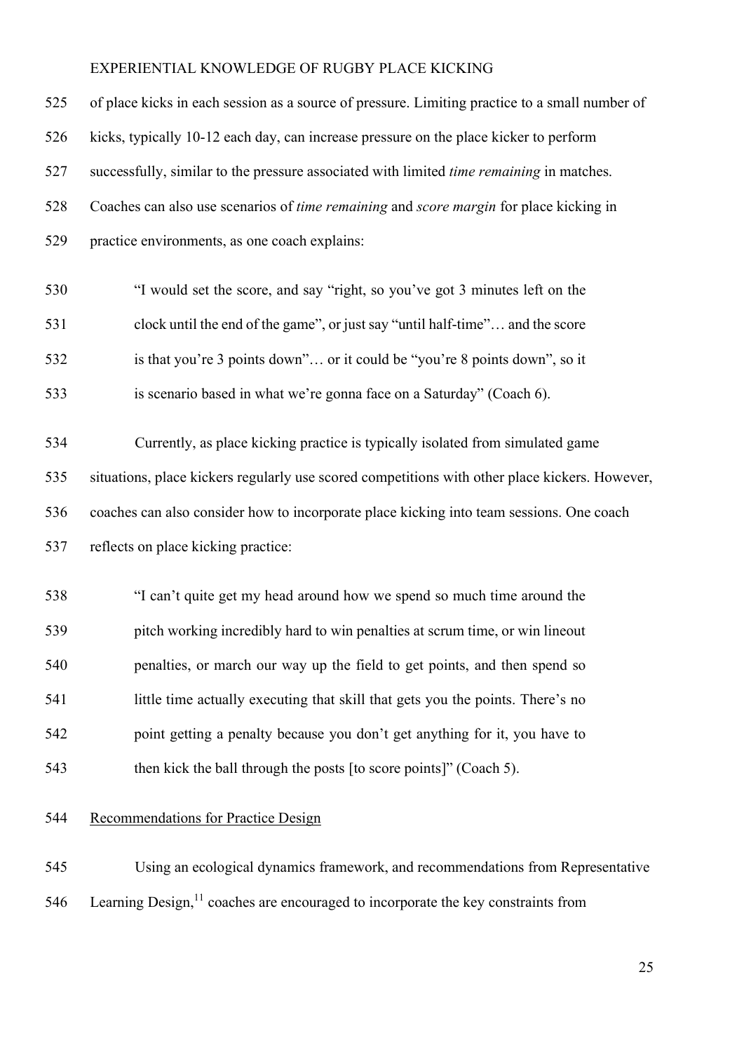of place kicks in each session as a source of pressure. Limiting practice to a small number of kicks, typically 10-12 each day, can increase pressure on the place kicker to perform successfully, similar to the pressure associated with limited *time remaining* in matches. Coaches can also use scenarios of *time remaining* and *score margin* for place kicking in practice environments, as one coach explains:

> "I would set the score, and say "right, so you've got 3 minutes left on the clock until the end of the game", or just say "until half-time"… and the score is that you're 3 points down"… or it could be "you're 8 points down", so it is scenario based in what we're gonna face on a Saturday" (Coach 6).

Currently, as place kicking practice is typically isolated from simulated game situations, place kickers regularly use scored competitions with other place kickers. However, coaches can also consider how to incorporate place kicking into team sessions. One coach reflects on place kicking practice:

> "I can't quite get my head around how we spend so much time around the pitch working incredibly hard to win penalties at scrum time, or win lineout penalties, or march our way up the field to get points, and then spend so little time actually executing that skill that gets you the points. There's no point getting a penalty because you don't get anything for it, you have to then kick the ball through the posts [to score points]" (Coach 5).

Recommendations for Practice Design

Using an ecological dynamics framework, and recommendations from Representative Learning Design,[11] coaches are encouraged to incorporate the key constraints from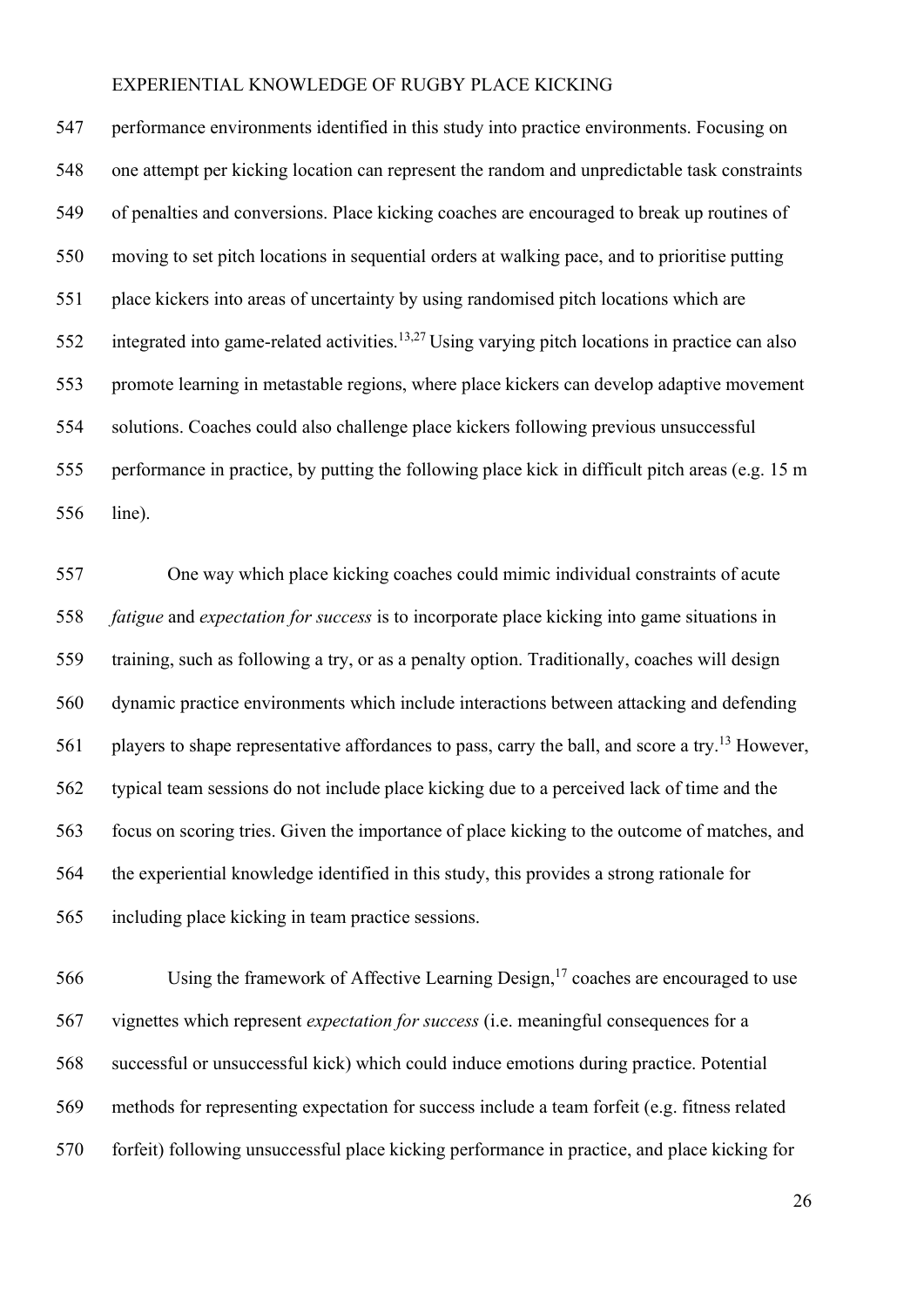performance environments identified in this study into practice environments. Focusing on one attempt per kicking location can represent the random and unpredictable task constraints of penalties and conversions. Place kicking coaches are encouraged to break up routines of moving to set pitch locations in sequential orders at walking pace, and to prioritise putting place kickers into areas of uncertainty by using randomised pitch locations which are integrated into game-related activities.[13,27] Using varying pitch locations in practice can also promote learning in metastable regions, where place kickers can develop adaptive movement solutions. Coaches could also challenge place kickers following previous unsuccessful performance in practice, by putting the following place kick in difficult pitch areas (e.g. 15 m line).

One way which place kicking coaches could mimic individual constraints of acute *fatigue* and *expectation for success* is to incorporate place kicking into game situations in training, such as following a try, or as a penalty option. Traditionally, coaches will design dynamic practice environments which include interactions between attacking and defending players to shape representative affordances to pass, carry the ball, and score a try.[13] However, typical team sessions do not include place kicking due to a perceived lack of time and the focus on scoring tries. Given the importance of place kicking to the outcome of matches, and the experiential knowledge identified in this study, this provides a strong rationale for including place kicking in team practice sessions.

Using the framework of Affective Learning Design,[17] coaches are encouraged to use vignettes which represent *expectation for success* (i.e. meaningful consequences for a successful or unsuccessful kick) which could induce emotions during practice. Potential methods for representing expectation for success include a team forfeit (e.g. fitness related forfeit) following unsuccessful place kicking performance in practice, and place kicking for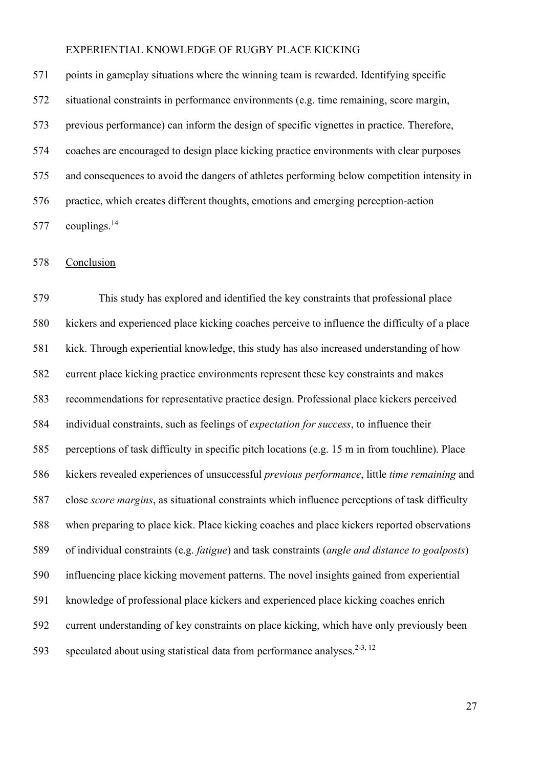points in gameplay situations where the winning team is rewarded. Identifying specific situational constraints in performance environments (e.g. time remaining, score margin, previous performance) can inform the design of specific vignettes in practice. Therefore, coaches are encouraged to design place kicking practice environments with clear purposes and consequences to avoid the dangers of athletes performing below competition intensity in practice, which creates different thoughts, emotions and emerging perception-action couplings.[14]

## Conclusion

This study has explored and identified the key constraints that professional place kickers and experienced place kicking coaches perceive to influence the difficulty of a place kick. Through experiential knowledge, this study has also increased understanding of how current place kicking practice environments represent these key constraints and makes recommendations for representative practice design. Professional place kickers perceived individual constraints, such as feelings of *expectation for success*, to influence their perceptions of task difficulty in specific pitch locations (e.g. 15 m in from touchline). Place kickers revealed experiences of unsuccessful *previous performance*, little *time remaining* and close *score margins*, as situational constraints which influence perceptions of task difficulty when preparing to place kick. Place kicking coaches and place kickers reported observations of individual constraints (e.g. *fatigue*) and task constraints (*angle and distance to goalposts*) influencing place kicking movement patterns. The novel insights gained from experiential knowledge of professional place kickers and experienced place kicking coaches enrich current understanding of key constraints on place kicking, which have only previously been speculated about using statistical data from performance analyses.[2-3, 12]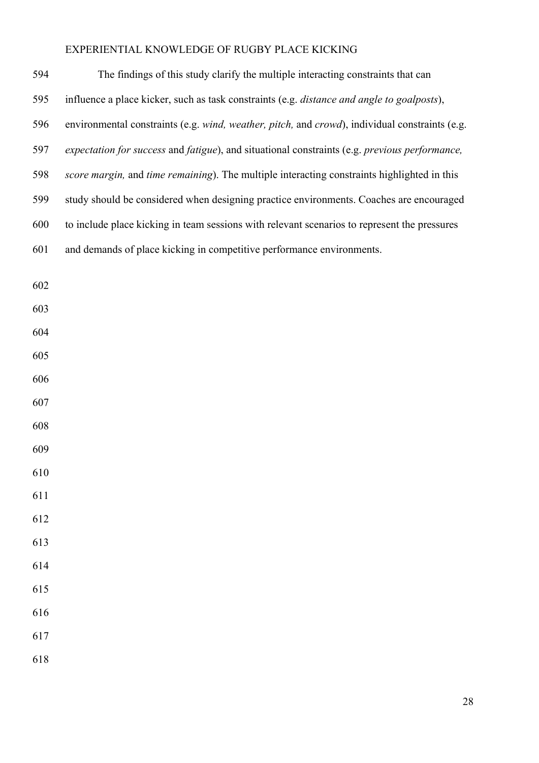The findings of this study clarify the multiple interacting constraints that can influence a place kicker, such as task constraints (e.g. *distance and angle to goalposts*), environmental constraints (e.g. *wind, weather, pitch,* and *crowd*), individual constraints (e.g. *expectation for success* and *fatigue*), and situational constraints (e.g. *previous performance, score margin,* and *time remaining*). The multiple interacting constraints highlighted in this study should be considered when designing practice environments. Coaches are encouraged to include place kicking in team sessions with relevant scenarios to represent the pressures and demands of place kicking in competitive performance environments.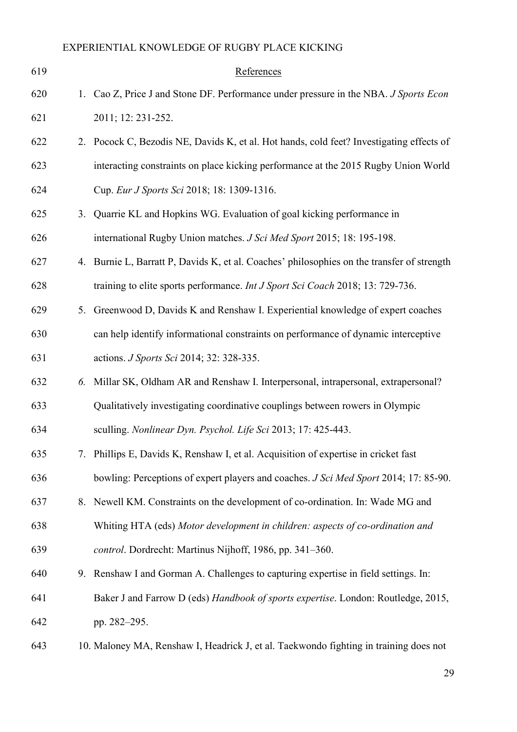## References

1. Cao Z, Price J and Stone DF. Performance under pressure in the NBA. *J Sports Econ* 2011; 12: 231-252.
2. Pocock C, Bezodis NE, Davids K, et al. Hot hands, cold feet? Investigating effects of interacting constraints on place kicking performance at the 2015 Rugby Union World Cup. *Eur J Sports Sci* 2018; 18: 1309-1316.
3. Quarrie KL and Hopkins WG. Evaluation of goal kicking performance in international Rugby Union matches. *J Sci Med Sport* 2015; 18: 195-198.
4. Burnie L, Barratt P, Davids K, et al. Coaches' philosophies on the transfer of strength training to elite sports performance. *Int J Sport Sci Coach* 2018; 13: 729-736.
5. Greenwood D, Davids K and Renshaw I. Experiential knowledge of expert coaches can help identify informational constraints on performance of dynamic interceptive actions. *J Sports Sci* 2014; 32: 328-335.
6. Millar SK, Oldham AR and Renshaw I. Interpersonal, intrapersonal, extrapersonal? Qualitatively investigating coordinative couplings between rowers in Olympic sculling. *Nonlinear Dyn. Psychol. Life Sci* 2013; 17: 425-443.
7. Phillips E, Davids K, Renshaw I, et al. Acquisition of expertise in cricket fast bowling: Perceptions of expert players and coaches. *J Sci Med Sport* 2014; 17: 85-90.
8. Newell KM. Constraints on the development of co-ordination. In: Wade MG and Whiting HTA (eds) *Motor development in children: aspects of co-ordination and control*. Dordrecht: Martinus Nijhoff, 1986, pp. 341–360.
9. Renshaw I and Gorman A. Challenges to capturing expertise in field settings. In: Baker J and Farrow D (eds) *Handbook of sports expertise*. London: Routledge, 2015, pp. 282–295.
10. Maloney MA, Renshaw I, Headrick J, et al. Taekwondo fighting in training does not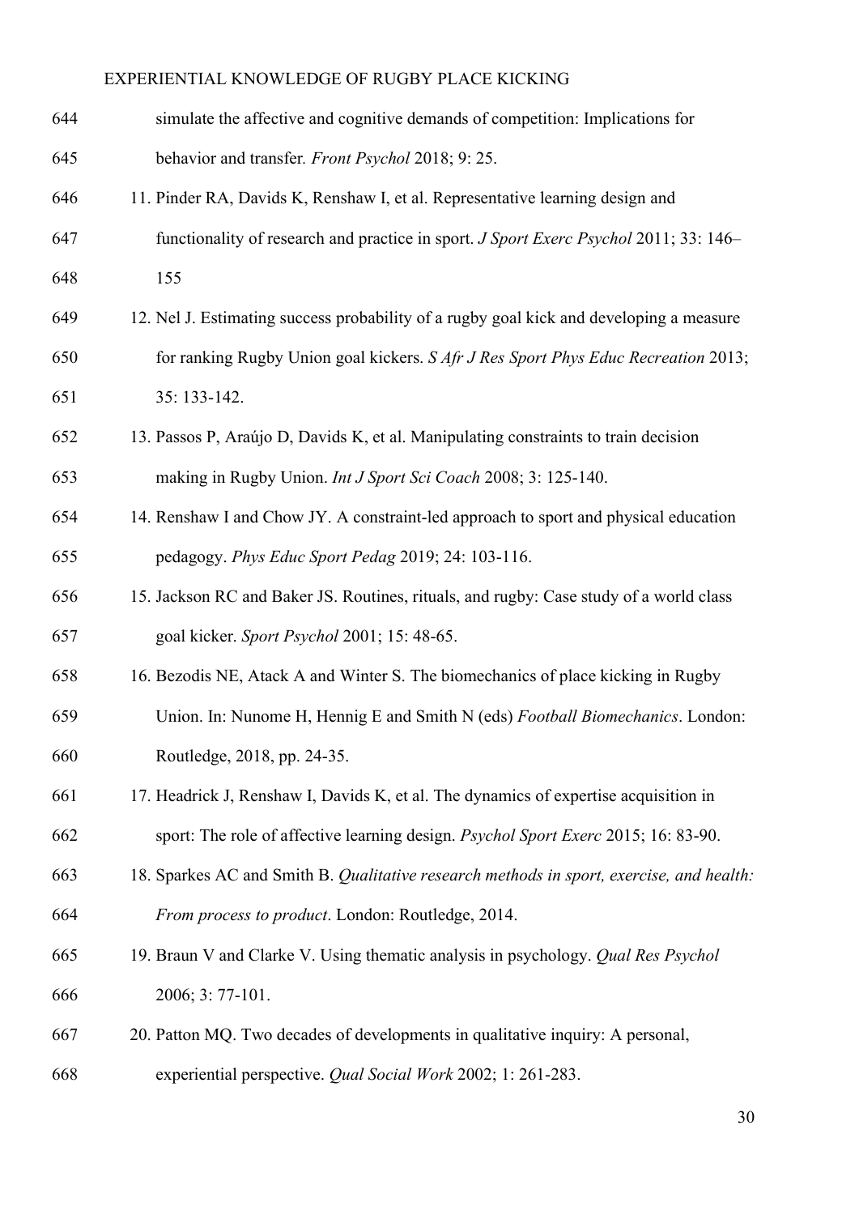simulate the affective and cognitive demands of competition: Implications for behavior and transfer. *Front Psychol* 2018; 9: 25.

11. Pinder RA, Davids K, Renshaw I, et al. Representative learning design and functionality of research and practice in sport. *J Sport Exerc Psychol* 2011; 33: 146–155
12. Nel J. Estimating success probability of a rugby goal kick and developing a measure for ranking Rugby Union goal kickers. *S Afr J Res Sport Phys Educ Recreation* 2013; 35: 133-142.
13. Passos P, Araújo D, Davids K, et al. Manipulating constraints to train decision making in Rugby Union. *Int J Sport Sci Coach* 2008; 3: 125-140.
14. Renshaw I and Chow JY. A constraint-led approach to sport and physical education pedagogy. *Phys Educ Sport Pedag* 2019; 24: 103-116.
15. Jackson RC and Baker JS. Routines, rituals, and rugby: Case study of a world class goal kicker. *Sport Psychol* 2001; 15: 48-65.
16. Bezodis NE, Atack A and Winter S. The biomechanics of place kicking in Rugby Union. In: Nunome H, Hennig E and Smith N (eds) *Football Biomechanics*. London: Routledge, 2018, pp. 24-35.
17. Headrick J, Renshaw I, Davids K, et al. The dynamics of expertise acquisition in sport: The role of affective learning design. *Psychol Sport Exerc* 2015; 16: 83-90.
18. Sparkes AC and Smith B. *Qualitative research methods in sport, exercise, and health: From process to product*. London: Routledge, 2014.
19. Braun V and Clarke V. Using thematic analysis in psychology. *Qual Res Psychol* 2006; 3: 77-101.
20. Patton MQ. Two decades of developments in qualitative inquiry: A personal, experiential perspective. *Qual Social Work* 2002; 1: 261-283.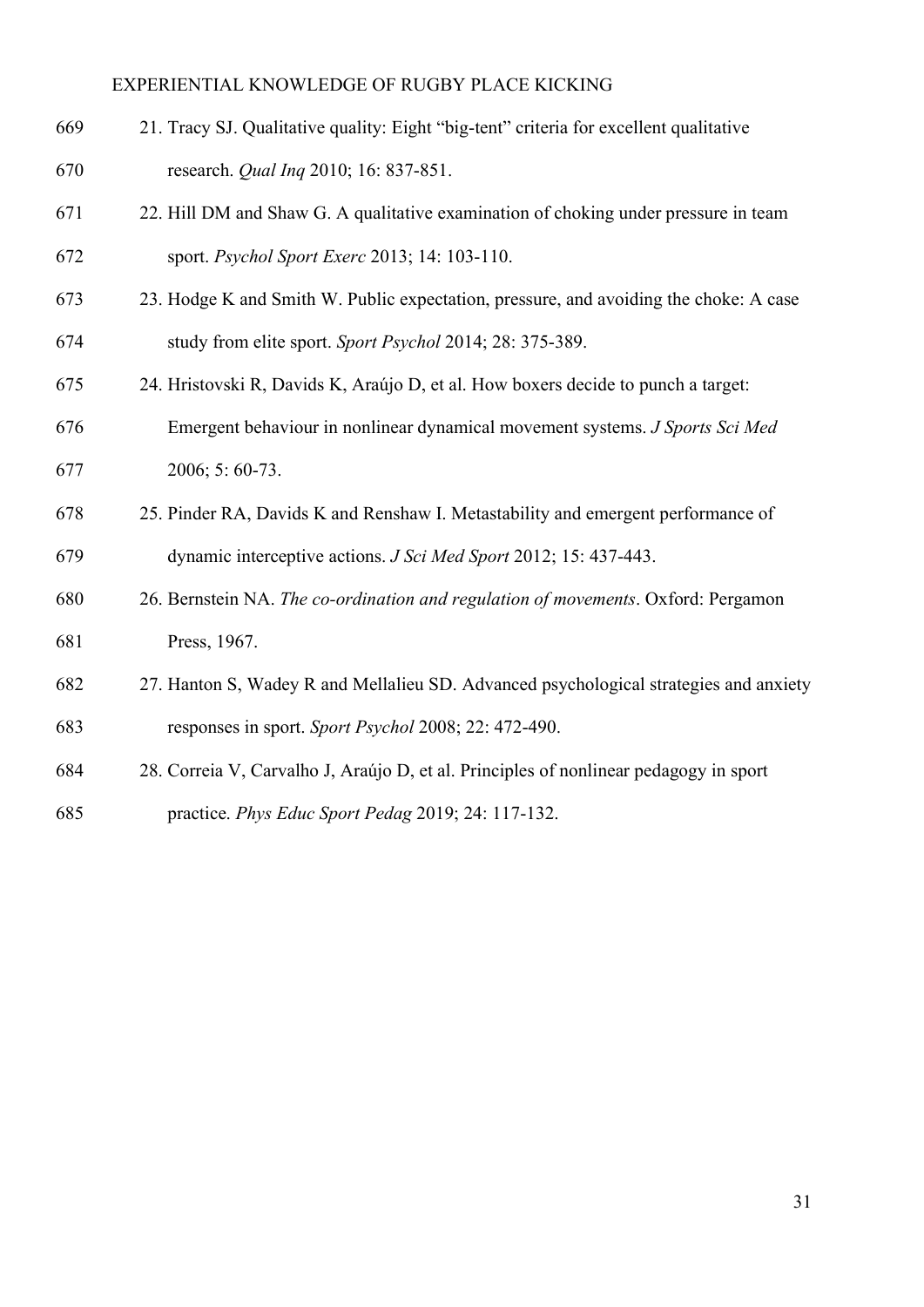21. Tracy SJ. Qualitative quality: Eight “big-tent” criteria for excellent qualitative research. *Qual Inq* 2010; 16: 837-851.
22. Hill DM and Shaw G. A qualitative examination of choking under pressure in team sport. *Psychol Sport Exerc* 2013; 14: 103-110.
23. Hodge K and Smith W. Public expectation, pressure, and avoiding the choke: A case study from elite sport. *Sport Psychol* 2014; 28: 375-389.
24. Hristovski R, Davids K, Araújo D, et al. How boxers decide to punch a target: Emergent behaviour in nonlinear dynamical movement systems. *J Sports Sci Med* 2006; 5: 60-73.
25. Pinder RA, Davids K and Renshaw I. Metastability and emergent performance of dynamic interceptive actions. *J Sci Med Sport* 2012; 15: 437-443.
26. Bernstein NA. *The co-ordination and regulation of movements*. Oxford: Pergamon Press, 1967.
27. Hanton S, Wadey R and Mellalieu SD. Advanced psychological strategies and anxiety responses in sport. *Sport Psychol* 2008; 22: 472-490.
28. Correia V, Carvalho J, Araújo D, et al. Principles of nonlinear pedagogy in sport practice. *Phys Educ Sport Pedag* 2019; 24: 117-132.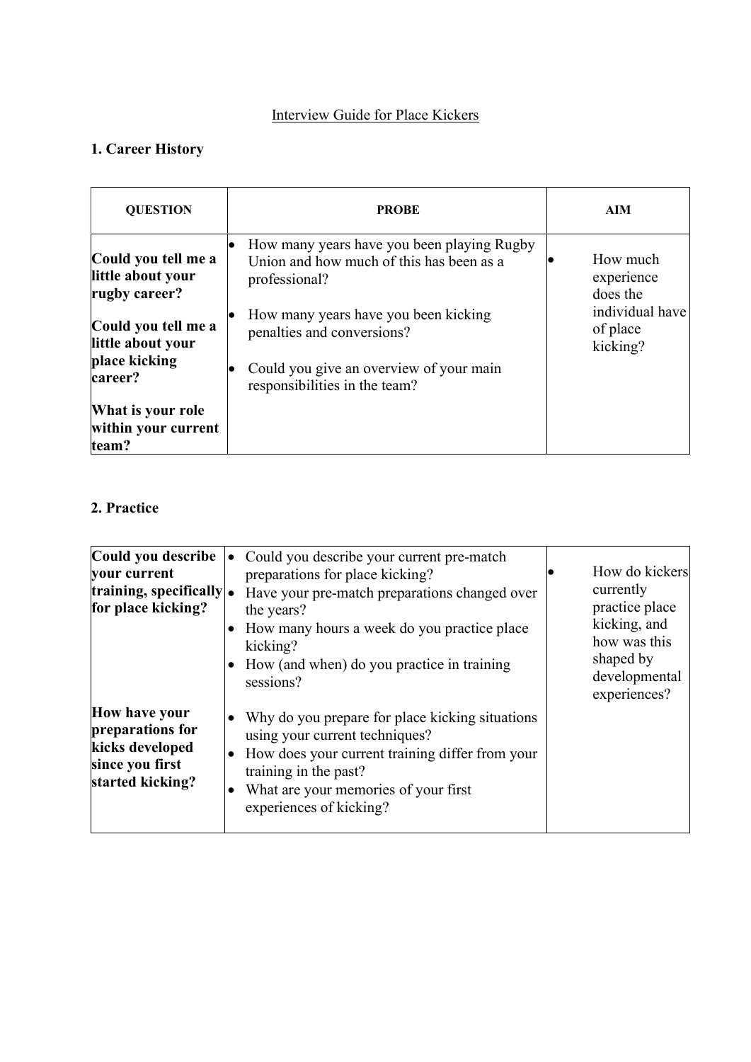Interview Guide for Place Kickers

## 1. Career History

| QUESTION | PROBE | AIM |
|---|---|---|
| **Could you tell me a little about your rugby career?**<br><br>**Could you tell me a little about your place kicking career?**<br><br>**What is your role within your current team?** | • How many years have you been playing Rugby Union and how much of this has been as a professional?<br>• How many years have you been kicking penalties and conversions?<br>• Could you give an overview of your main responsibilities in the team? | • How much experience does the individual have of place kicking? |

## 2. Practice

| QUESTION | PROBE | AIM |
|---|---|---|
| **Could you describe your current training, specifically for place kicking?** | • Could you describe your current pre-match preparations for place kicking?<br>• Have your pre-match preparations changed over the years?<br>• How many hours a week do you practice place kicking?<br>• How (and when) do you practice in training sessions? | • How do kickers currently practice place kicking, and how was this shaped by developmental experiences? |
| **How have your preparations for kicks developed since you first started kicking?** | • Why do you prepare for place kicking situations using your current techniques?<br>• How does your current training differ from your training in the past?<br>• What are your memories of your first experiences of kicking? | |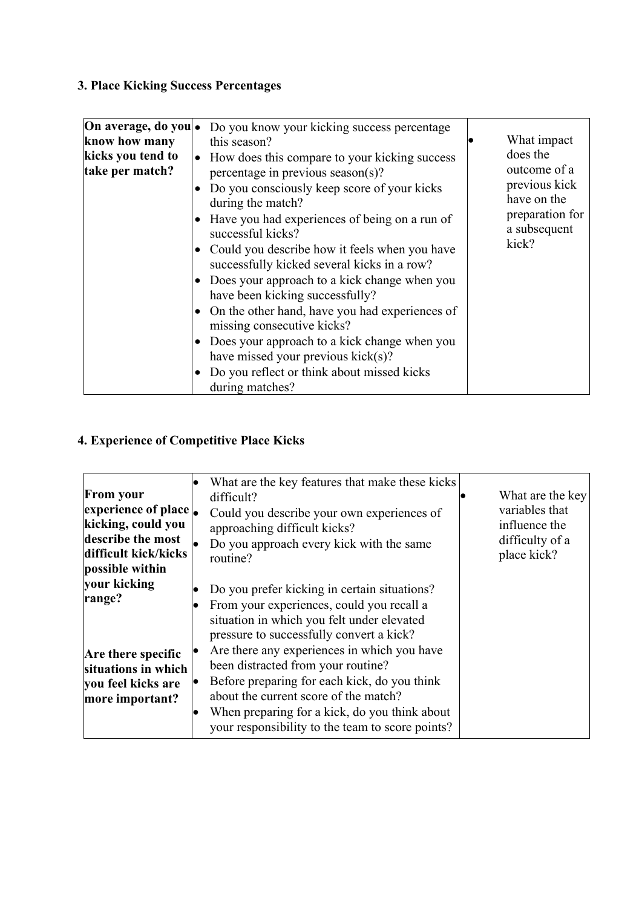### 3. Place Kicking Success Percentages

| | | |
|---|---|---|
| **On average, do you know how many kicks you tend to take per match?** | • Do you know your kicking success percentage this season?<br>• How does this compare to your kicking success percentage in previous season(s)?<br>• Do you consciously keep score of your kicks during the match?<br>• Have you had experiences of being on a run of successful kicks?<br>• Could you describe how it feels when you have successfully kicked several kicks in a row?<br>• Does your approach to a kick change when you have been kicking successfully?<br>• On the other hand, have you had experiences of missing consecutive kicks?<br>• Does your approach to a kick change when you have missed your previous kick(s)?<br>• Do you reflect or think about missed kicks during matches? | • What impact does the outcome of a previous kick have on the preparation for a subsequent kick? |

### 4. Experience of Competitive Place Kicks

| | | |
|---|---|---|
| **From your experience of place kicking, could you describe the most difficult kick/kicks possible within your kicking range?**<br><br>**Are there specific situations in which you feel kicks are more important?** | • What are the key features that make these kicks difficult?<br>• Could you describe your own experiences of approaching difficult kicks?<br>• Do you approach every kick with the same routine?<br>• Do you prefer kicking in certain situations?<br>• From your experiences, could you recall a situation in which you felt under elevated pressure to successfully convert a kick?<br>• Are there any experiences in which you have been distracted from your routine?<br>• Before preparing for each kick, do you think about the current score of the match?<br>• When preparing for a kick, do you think about your responsibility to the team to score points? | • What are the key variables that influence the difficulty of a place kick? |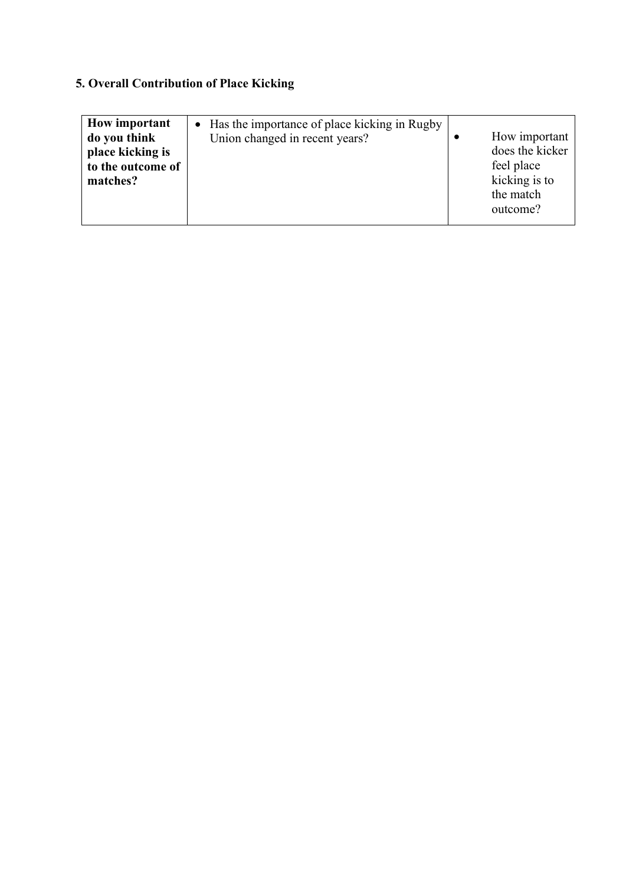### 5. Overall Contribution of Place Kicking

| **How important do you think place kicking is to the outcome of matches?** | • Has the importance of place kicking in Rugby Union changed in recent years? | • How important does the kicker feel place kicking is to the match outcome? |
|---|---|---|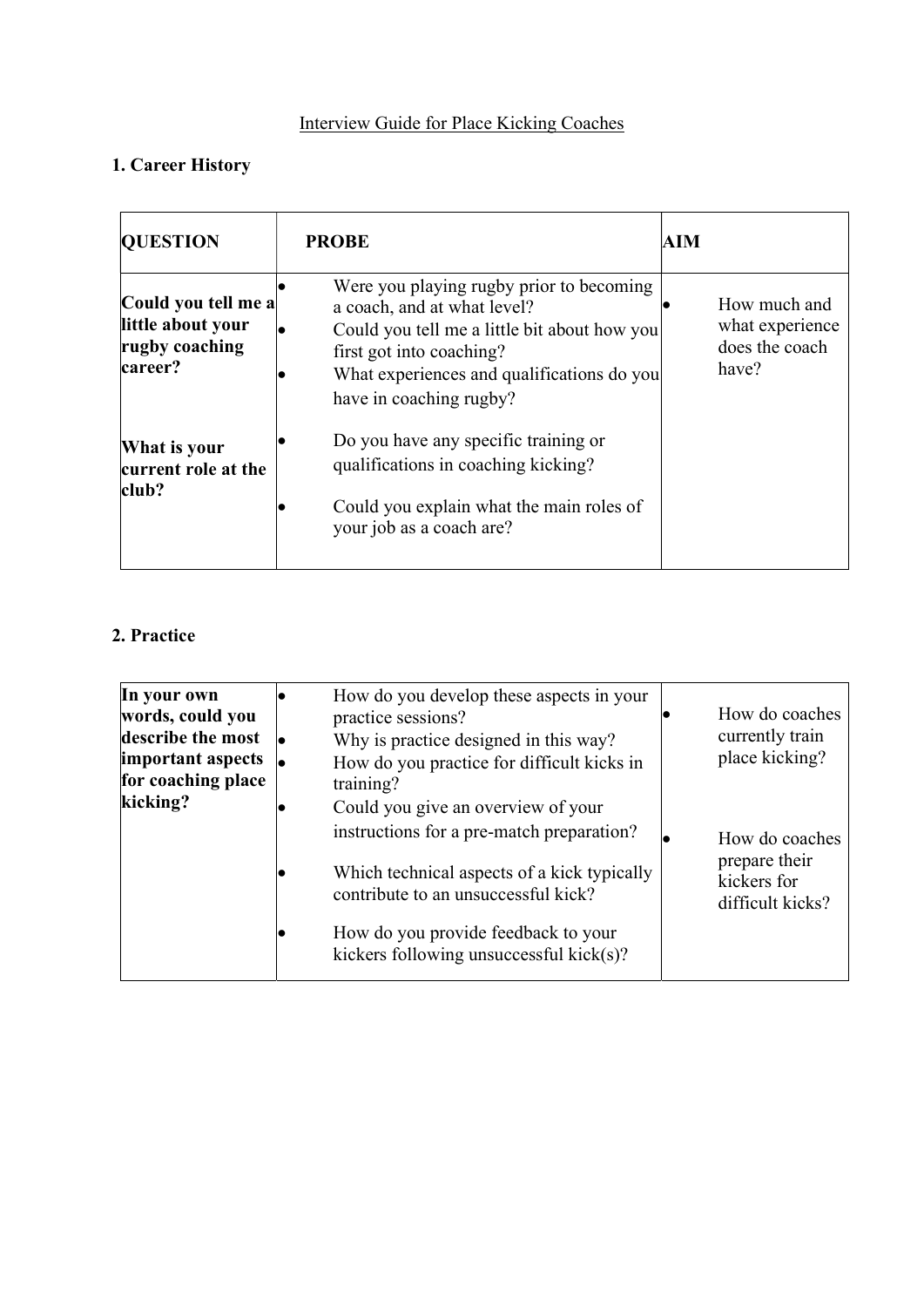Interview Guide for Place Kicking Coaches

## 1. Career History

| QUESTION | PROBE | AIM |
| --- | --- | --- |
| **Could you tell me a little about your rugby coaching career?** | • Were you playing rugby prior to becoming a coach, and at what level?<br>• Could you tell me a little bit about how you first got into coaching?<br>• What experiences and qualifications do you have in coaching rugby? | • How much and what experience does the coach have? |
| **What is your current role at the club?** | • Do you have any specific training or qualifications in coaching kicking?<br>• Could you explain what the main roles of your job as a coach are? | |

## 2. Practice

| | | |
| --- | --- | --- |
| **In your own words, could you describe the most important aspects for coaching place kicking?** | • How do you develop these aspects in your practice sessions?<br>• Why is practice designed in this way?<br>• How do you practice for difficult kicks in training?<br>• Could you give an overview of your instructions for a pre-match preparation?<br>• Which technical aspects of a kick typically contribute to an unsuccessful kick?<br>• How do you provide feedback to your kickers following unsuccessful kick(s)? | • How do coaches currently train place kicking?<br>• How do coaches prepare their kickers for difficult kicks? |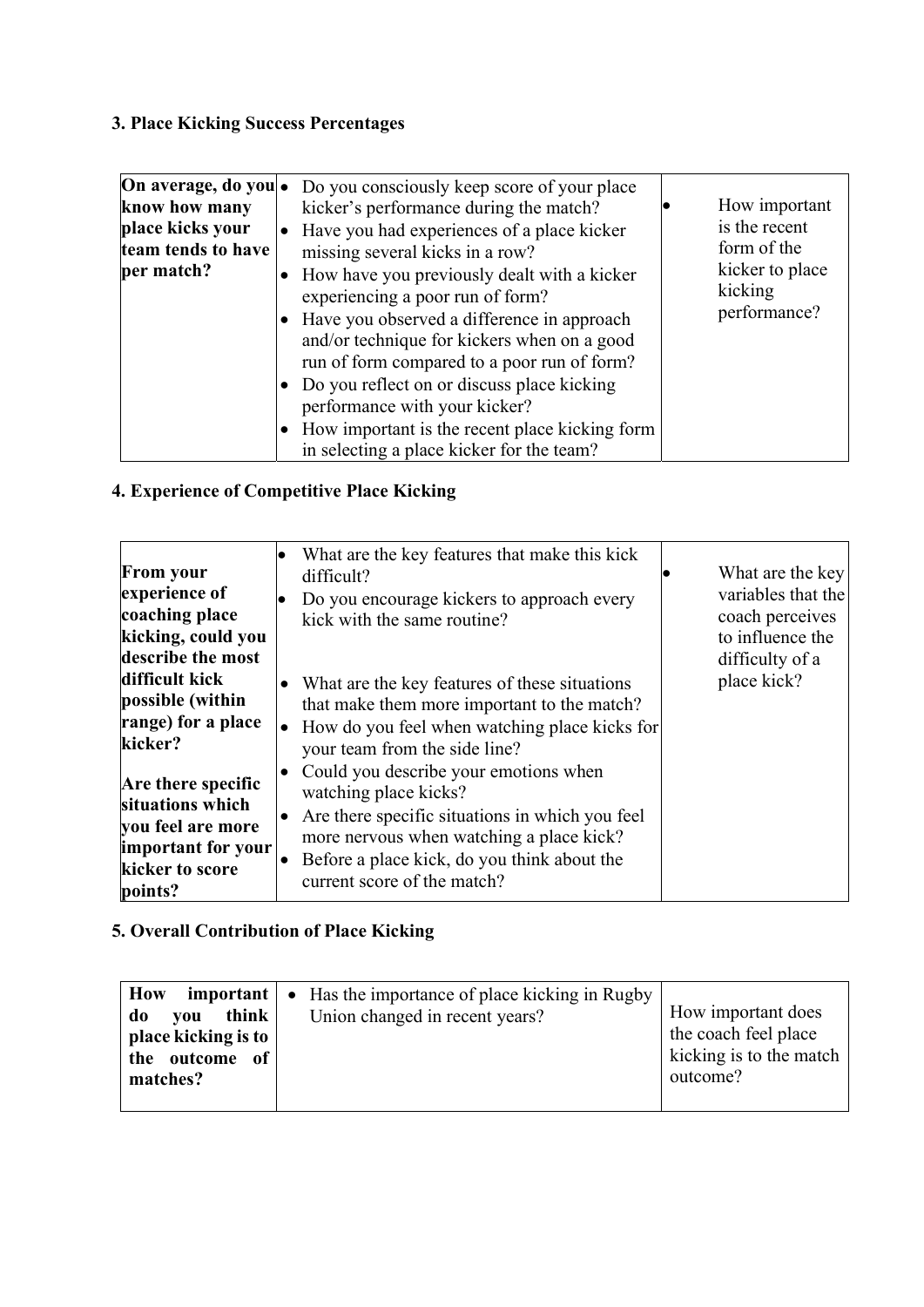### 3. Place Kicking Success Percentages

| | | |
|---|---|---|
| **On average, do you know how many place kicks your team tends to have per match?** | • Do you consciously keep score of your place kicker's performance during the match?<br>• Have you had experiences of a place kicker missing several kicks in a row?<br>• How have you previously dealt with a kicker experiencing a poor run of form?<br>• Have you observed a difference in approach and/or technique for kickers when on a good run of form compared to a poor run of form?<br>• Do you reflect on or discuss place kicking performance with your kicker?<br>• How important is the recent place kicking form in selecting a place kicker for the team? | • How important is the recent form of the kicker to place kicking performance? |

### 4. Experience of Competitive Place Kicking

| | | |
|---|---|---|
| **From your experience of coaching place kicking, could you describe the most difficult kick possible (within range) for a place kicker?**<br><br>**Are there specific situations which you feel are more important for your kicker to score points?** | • What are the key features that make this kick difficult?<br>• Do you encourage kickers to approach every kick with the same routine?<br><br>• What are the key features of these situations that make them more important to the match?<br>• How do you feel when watching place kicks for your team from the side line?<br>• Could you describe your emotions when watching place kicks?<br>• Are there specific situations in which you feel more nervous when watching a place kick?<br>• Before a place kick, do you think about the current score of the match? | • What are the key variables that the coach perceives to influence the difficulty of a place kick? |

### 5. Overall Contribution of Place Kicking

| | | |
|---|---|---|
| **How important do you think place kicking is to the outcome of matches?** | • Has the importance of place kicking in Rugby Union changed in recent years? | How important does the coach feel place kicking is to the match outcome? |